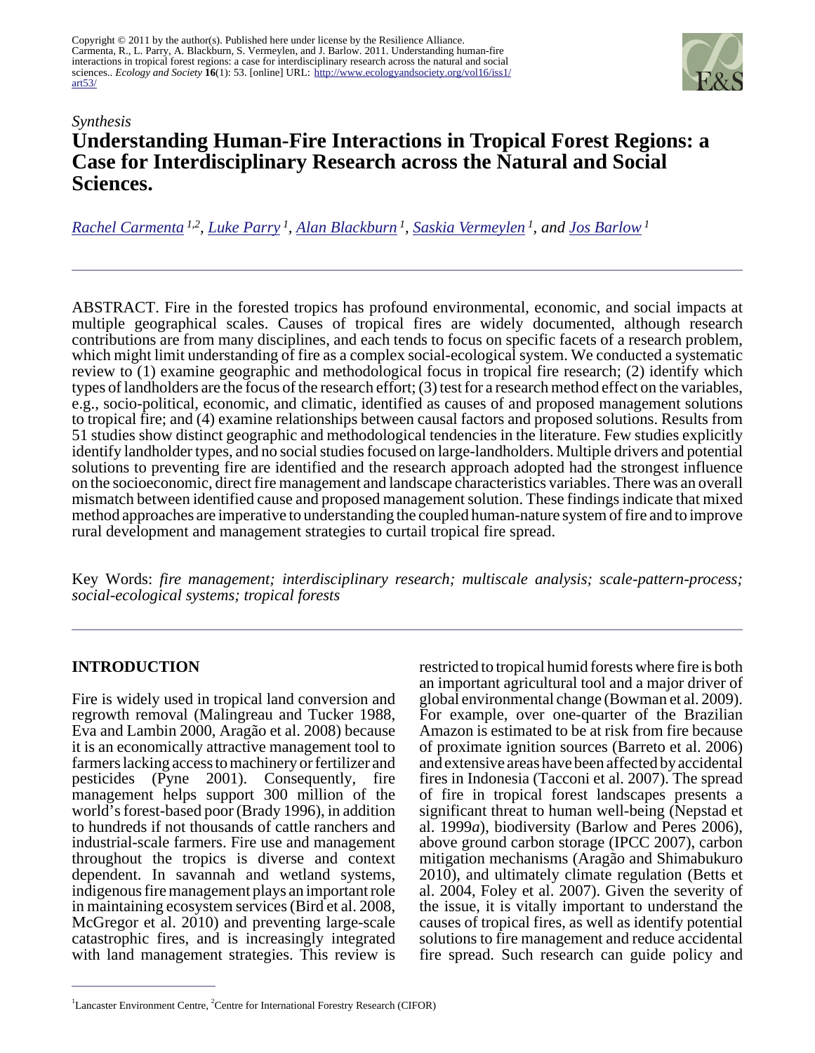Copyright © 2011 by the author(s). Published here under license by the Resilience Alliance.
Carmenta, R., L. Parry, A. Blackburn, S. Vermeylen, and J. Barlow. 2011. Understanding human-fire interactions in tropical forest regions: a case for interdisciplinary research across the natural and social sciences.. *Ecology and Society* **16**(1): 53. [online] URL: http://www.ecologyandsociety.org/vol16/iss1/art53/

*Synthesis*

# Understanding Human-Fire Interactions in Tropical Forest Regions: a Case for Interdisciplinary Research across the Natural and Social Sciences.

*Rachel Carmenta* [1,2], *Luke Parry* [1], *Alan Blackburn* [1], *Saskia Vermeylen* [1], and *Jos Barlow* [1]

ABSTRACT. Fire in the forested tropics has profound environmental, economic, and social impacts at multiple geographical scales. Causes of tropical fires are widely documented, although research contributions are from many disciplines, and each tends to focus on specific facets of a research problem, which might limit understanding of fire as a complex social-ecological system. We conducted a systematic review to (1) examine geographic and methodological focus in tropical fire research; (2) identify which types of landholders are the focus of the research effort; (3) test for a research method effect on the variables, e.g., socio-political, economic, and climatic, identified as causes of and proposed management solutions to tropical fire; and (4) examine relationships between causal factors and proposed solutions. Results from 51 studies show distinct geographic and methodological tendencies in the literature. Few studies explicitly identify landholder types, and no social studies focused on large-landholders. Multiple drivers and potential solutions to preventing fire are identified and the research approach adopted had the strongest influence on the socioeconomic, direct fire management and landscape characteristics variables. There was an overall mismatch between identified cause and proposed management solution. These findings indicate that mixed method approaches are imperative to understanding the coupled human-nature system of fire and to improve rural development and management strategies to curtail tropical fire spread.

Key Words: *fire management; interdisciplinary research; multiscale analysis; scale-pattern-process; social-ecological systems; tropical forests*

## INTRODUCTION

Fire is widely used in tropical land conversion and regrowth removal (Malingreau and Tucker 1988, Eva and Lambin 2000, Aragão et al. 2008) because it is an economically attractive management tool to farmers lacking access to machinery or fertilizer and pesticides (Pyne 2001). Consequently, fire management helps support 300 million of the world's forest-based poor (Brady 1996), in addition to hundreds if not thousands of cattle ranchers and industrial-scale farmers. Fire use and management throughout the tropics is diverse and context dependent. In savannah and wetland systems, indigenous fire management plays an important role in maintaining ecosystem services (Bird et al. 2008, McGregor et al. 2010) and preventing large-scale catastrophic fires, and is increasingly integrated with land management strategies. This review is restricted to tropical humid forests where fire is both an important agricultural tool and a major driver of global environmental change (Bowman et al. 2009). For example, over one-quarter of the Brazilian Amazon is estimated to be at risk from fire because of proximate ignition sources (Barreto et al. 2006) and extensive areas have been affected by accidental fires in Indonesia (Tacconi et al. 2007). The spread of fire in tropical forest landscapes presents a significant threat to human well-being (Nepstad et al. 1999*a*), biodiversity (Barlow and Peres 2006), above ground carbon storage (IPCC 2007), carbon mitigation mechanisms (Aragão and Shimabukuro 2010), and ultimately climate regulation (Betts et al. 2004, Foley et al. 2007). Given the severity of the issue, it is vitally important to understand the causes of tropical fires, as well as identify potential solutions to fire management and reduce accidental fire spread. Such research can guide policy and

[1]Lancaster Environment Centre, [2]Centre for International Forestry Research (CIFOR)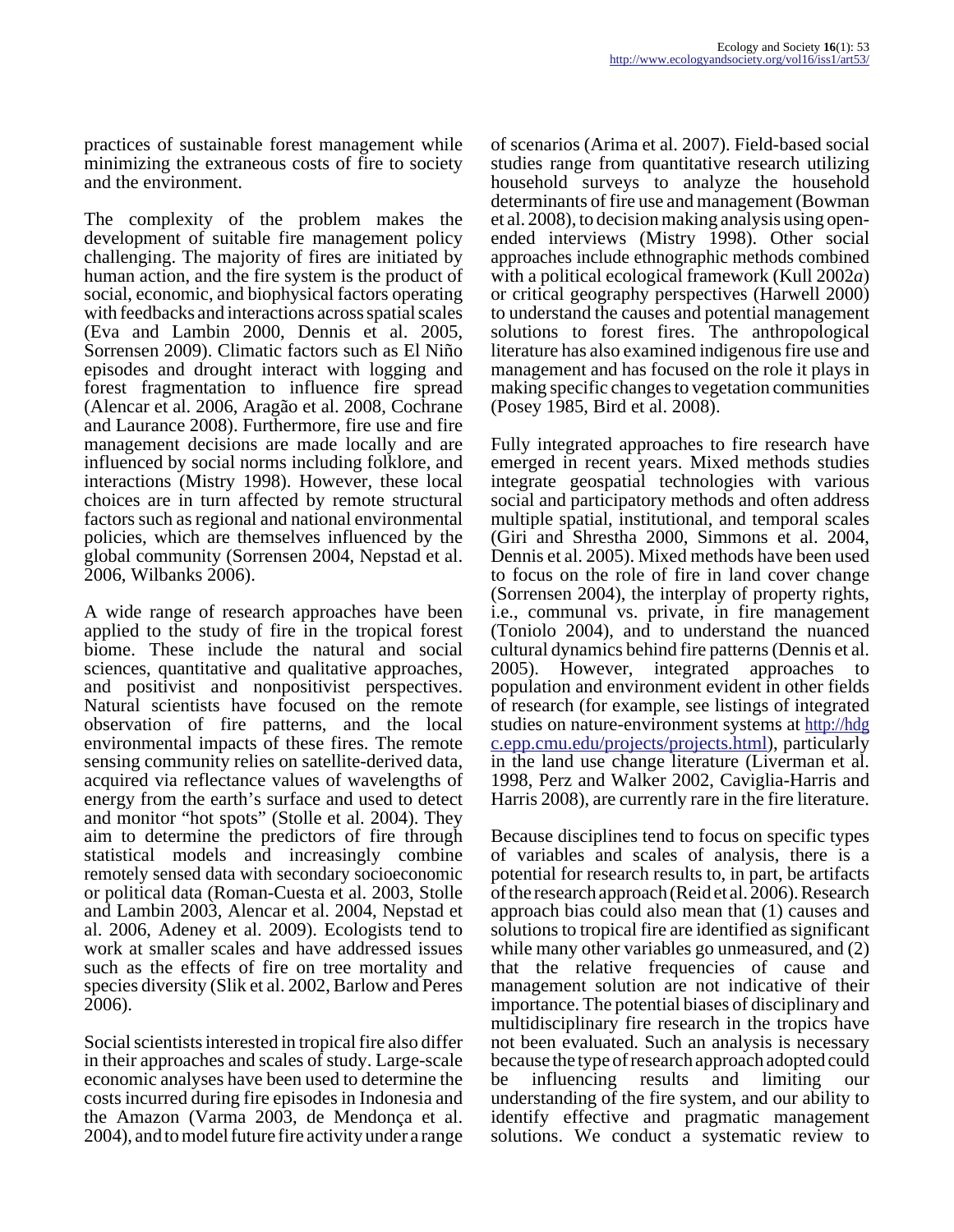practices of sustainable forest management while minimizing the extraneous costs of fire to society and the environment.

The complexity of the problem makes the development of suitable fire management policy challenging. The majority of fires are initiated by human action, and the fire system is the product of social, economic, and biophysical factors operating with feedbacks and interactions across spatial scales (Eva and Lambin 2000, Dennis et al. 2005, Sorrensen 2009). Climatic factors such as El Niño episodes and drought interact with logging and forest fragmentation to influence fire spread (Alencar et al. 2006, Aragão et al. 2008, Cochrane and Laurance 2008). Furthermore, fire use and fire management decisions are made locally and are influenced by social norms including folklore, and interactions (Mistry 1998). However, these local choices are in turn affected by remote structural factors such as regional and national environmental policies, which are themselves influenced by the global community (Sorrensen 2004, Nepstad et al. 2006, Wilbanks 2006).

A wide range of research approaches have been applied to the study of fire in the tropical forest biome. These include the natural and social sciences, quantitative and qualitative approaches, and positivist and nonpositivist perspectives. Natural scientists have focused on the remote observation of fire patterns, and the local environmental impacts of these fires. The remote sensing community relies on satellite-derived data, acquired via reflectance values of wavelengths of energy from the earth's surface and used to detect and monitor "hot spots" (Stolle et al. 2004). They aim to determine the predictors of fire through statistical models and increasingly combine remotely sensed data with secondary socioeconomic or political data (Roman-Cuesta et al. 2003, Stolle and Lambin 2003, Alencar et al. 2004, Nepstad et al. 2006, Adeney et al. 2009). Ecologists tend to work at smaller scales and have addressed issues such as the effects of fire on tree mortality and species diversity (Slik et al. 2002, Barlow and Peres 2006).

Social scientists interested in tropical fire also differ in their approaches and scales of study. Large-scale economic analyses have been used to determine the costs incurred during fire episodes in Indonesia and the Amazon (Varma 2003, de Mendonça et al. 2004), and to model future fire activity under a range of scenarios (Arima et al. 2007). Field-based social studies range from quantitative research utilizing household surveys to analyze the household determinants of fire use and management (Bowman et al. 2008), to decision making analysis using open-ended interviews (Mistry 1998). Other social approaches include ethnographic methods combined with a political ecological framework (Kull 2002*a*) or critical geography perspectives (Harwell 2000) to understand the causes and potential management solutions to forest fires. The anthropological literature has also examined indigenous fire use and management and has focused on the role it plays in making specific changes to vegetation communities (Posey 1985, Bird et al. 2008).

Fully integrated approaches to fire research have emerged in recent years. Mixed methods studies integrate geospatial technologies with various social and participatory methods and often address multiple spatial, institutional, and temporal scales (Giri and Shrestha 2000, Simmons et al. 2004, Dennis et al. 2005). Mixed methods have been used to focus on the role of fire in land cover change (Sorrensen 2004), the interplay of property rights, i.e., communal vs. private, in fire management (Toniolo 2004), and to understand the nuanced cultural dynamics behind fire patterns (Dennis et al. 2005). However, integrated approaches to population and environment evident in other fields of research (for example, see listings of integrated studies on nature-environment systems at http://hdgc.epp.cmu.edu/projects/projects.html), particularly in the land use change literature (Liverman et al. 1998, Perz and Walker 2002, Caviglia-Harris and Harris 2008), are currently rare in the fire literature.

Because disciplines tend to focus on specific types of variables and scales of analysis, there is a potential for research results to, in part, be artifacts of the research approach (Reid et al. 2006). Research approach bias could also mean that (1) causes and solutions to tropical fire are identified as significant while many other variables go unmeasured, and (2) that the relative frequencies of cause and management solution are not indicative of their importance. The potential biases of disciplinary and multidisciplinary fire research in the tropics have not been evaluated. Such an analysis is necessary because the type of research approach adopted could be influencing results and limiting our understanding of the fire system, and our ability to identify effective and pragmatic management solutions. We conduct a systematic review to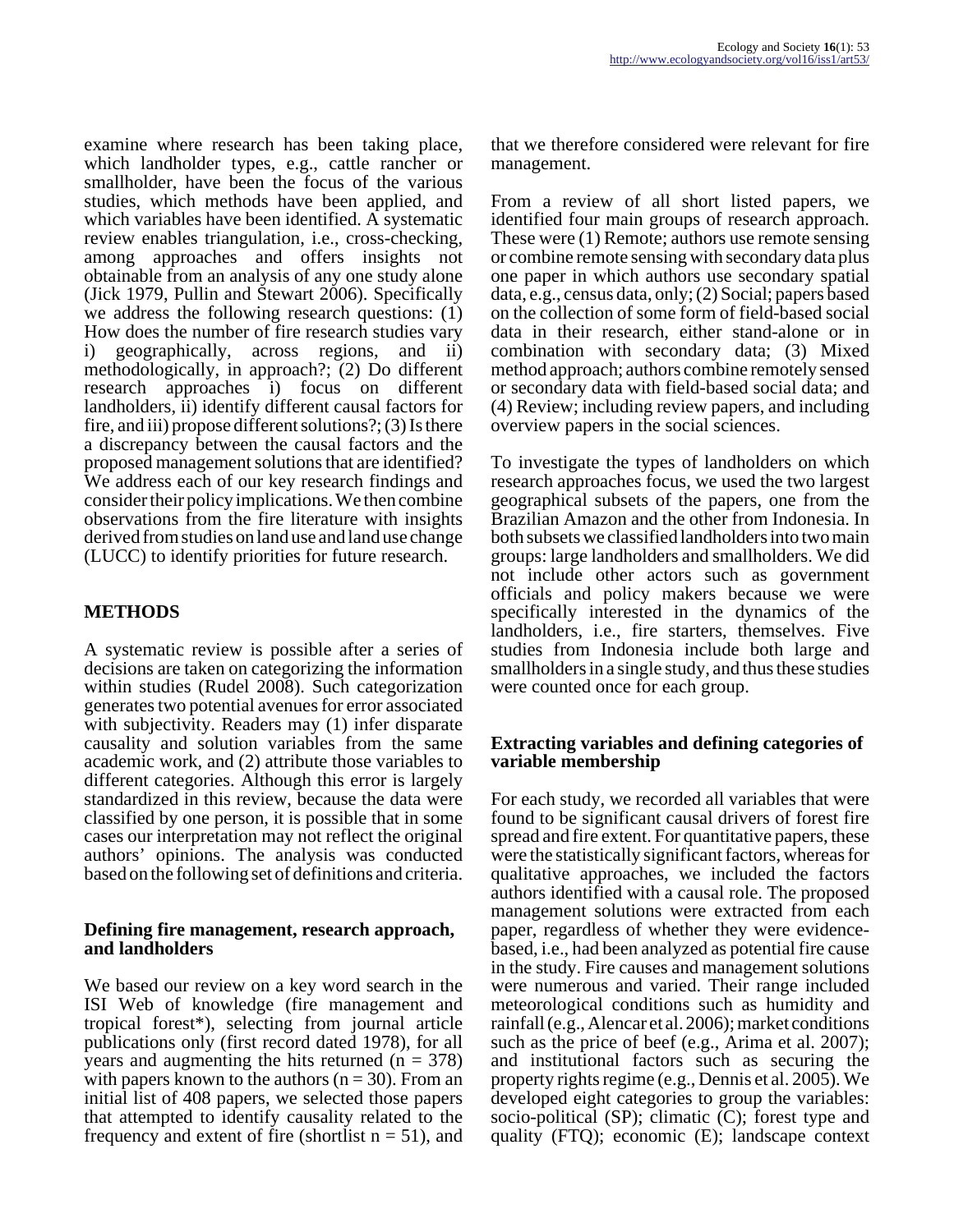examine where research has been taking place, which landholder types, e.g., cattle rancher or smallholder, have been the focus of the various studies, which methods have been applied, and which variables have been identified. A systematic review enables triangulation, i.e., cross-checking, among approaches and offers insights not obtainable from an analysis of any one study alone (Jick 1979, Pullin and Stewart 2006). Specifically we address the following research questions: (1) How does the number of fire research studies vary i) geographically, across regions, and ii) methodologically, in approach?; (2) Do different research approaches i) focus on different landholders, ii) identify different causal factors for fire, and iii) propose different solutions?; (3) Is there a discrepancy between the causal factors and the proposed management solutions that are identified? We address each of our key research findings and consider their policy implications. We then combine observations from the fire literature with insights derived from studies on land use and land use change (LUCC) to identify priorities for future research.

## METHODS

A systematic review is possible after a series of decisions are taken on categorizing the information within studies (Rudel 2008). Such categorization generates two potential avenues for error associated with subjectivity. Readers may (1) infer disparate causality and solution variables from the same academic work, and (2) attribute those variables to different categories. Although this error is largely standardized in this review, because the data were classified by one person, it is possible that in some cases our interpretation may not reflect the original authors' opinions. The analysis was conducted based on the following set of definitions and criteria.

### Defining fire management, research approach, and landholders

We based our review on a key word search in the ISI Web of knowledge (fire management and tropical forest*), selecting from journal article publications only (first record dated 1978), for all years and augmenting the hits returned (n = 378) with papers known to the authors (n = 30). From an initial list of 408 papers, we selected those papers that attempted to identify causality related to the frequency and extent of fire (shortlist n = 51), and that we therefore considered were relevant for fire management.

From a review of all short listed papers, we identified four main groups of research approach. These were (1) Remote; authors use remote sensing or combine remote sensing with secondary data plus one paper in which authors use secondary spatial data, e.g., census data, only; (2) Social; papers based on the collection of some form of field-based social data in their research, either stand-alone or in combination with secondary data; (3) Mixed method approach; authors combine remotely sensed or secondary data with field-based social data; and (4) Review; including review papers, and including overview papers in the social sciences.

To investigate the types of landholders on which research approaches focus, we used the two largest geographical subsets of the papers, one from the Brazilian Amazon and the other from Indonesia. In both subsets we classified landholders into two main groups: large landholders and smallholders. We did not include other actors such as government officials and policy makers because we were specifically interested in the dynamics of the landholders, i.e., fire starters, themselves. Five studies from Indonesia include both large and smallholders in a single study, and thus these studies were counted once for each group.

### Extracting variables and defining categories of variable membership

For each study, we recorded all variables that were found to be significant causal drivers of forest fire spread and fire extent. For quantitative papers, these were the statistically significant factors, whereas for qualitative approaches, we included the factors authors identified with a causal role. The proposed management solutions were extracted from each paper, regardless of whether they were evidence-based, i.e., had been analyzed as potential fire cause in the study. Fire causes and management solutions were numerous and varied. Their range included meteorological conditions such as humidity and rainfall (e.g., Alencar et al. 2006); market conditions such as the price of beef (e.g., Arima et al. 2007); and institutional factors such as securing the property rights regime (e.g., Dennis et al. 2005). We developed eight categories to group the variables: socio-political (SP); climatic (C); forest type and quality (FTQ); economic (E); landscape context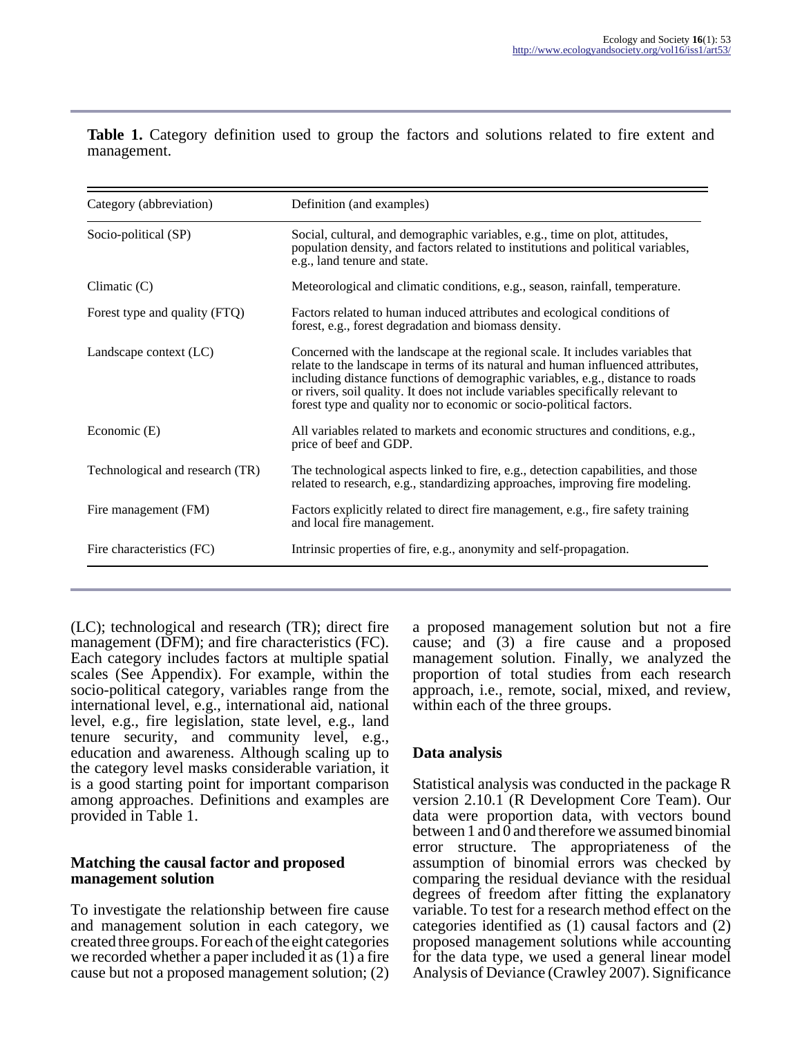**Table 1.** Category definition used to group the factors and solutions related to fire extent and management.

| Category (abbreviation) | Definition (and examples) |
|---|---|
| Socio-political (SP) | Social, cultural, and demographic variables, e.g., time on plot, attitudes, population density, and factors related to institutions and political variables, e.g., land tenure and state. |
| Climatic (C) | Meteorological and climatic conditions, e.g., season, rainfall, temperature. |
| Forest type and quality (FTQ) | Factors related to human induced attributes and ecological conditions of forest, e.g., forest degradation and biomass density. |
| Landscape context (LC) | Concerned with the landscape at the regional scale. It includes variables that relate to the landscape in terms of its natural and human influenced attributes, including distance functions of demographic variables, e.g., distance to roads or rivers, soil quality. It does not include variables specifically relevant to forest type and quality nor to economic or socio-political factors. |
| Economic (E) | All variables related to markets and economic structures and conditions, e.g., price of beef and GDP. |
| Technological and research (TR) | The technological aspects linked to fire, e.g., detection capabilities, and those related to research, e.g., standardizing approaches, improving fire modeling. |
| Fire management (FM) | Factors explicitly related to direct fire management, e.g., fire safety training and local fire management. |
| Fire characteristics (FC) | Intrinsic properties of fire, e.g., anonymity and self-propagation. |

(LC); technological and research (TR); direct fire management (DFM); and fire characteristics (FC). Each category includes factors at multiple spatial scales (See Appendix). For example, within the socio-political category, variables range from the international level, e.g., international aid, national level, e.g., fire legislation, state level, e.g., land tenure security, and community level, e.g., education and awareness. Although scaling up to the category level masks considerable variation, it is a good starting point for important comparison among approaches. Definitions and examples are provided in Table 1.

### Matching the causal factor and proposed management solution

To investigate the relationship between fire cause and management solution in each category, we created three groups. For each of the eight categories we recorded whether a paper included it as (1) a fire cause but not a proposed management solution; (2) a proposed management solution but not a fire cause; and (3) a fire cause and a proposed management solution. Finally, we analyzed the proportion of total studies from each research approach, i.e., remote, social, mixed, and review, within each of the three groups.

### Data analysis

Statistical analysis was conducted in the package R version 2.10.1 (R Development Core Team). Our data were proportion data, with vectors bound between 1 and 0 and therefore we assumed binomial error structure. The appropriateness of the assumption of binomial errors was checked by comparing the residual deviance with the residual degrees of freedom after fitting the explanatory variable. To test for a research method effect on the categories identified as (1) causal factors and (2) proposed management solutions while accounting for the data type, we used a general linear model Analysis of Deviance (Crawley 2007). Significance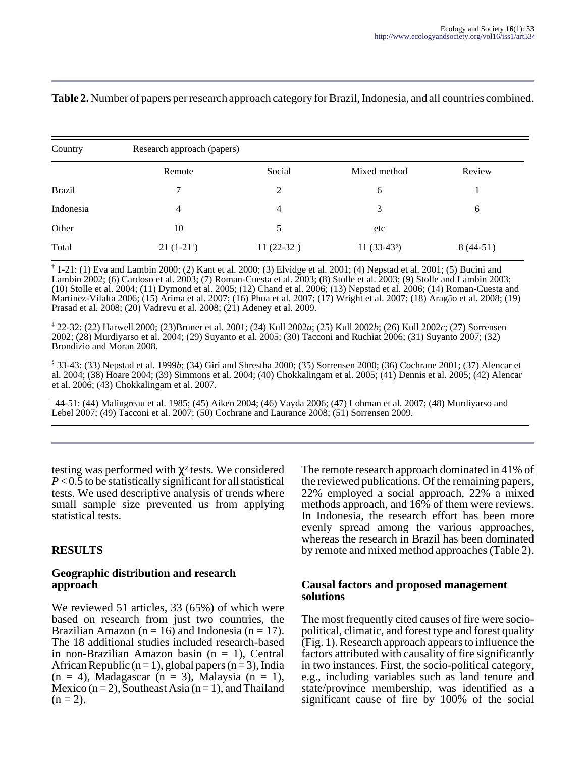**Table 2.** Number of papers per research approach category for Brazil, Indonesia, and all countries combined.

| Country | Research approach (papers) | | | |
|---|---|---|---|---|
| | Remote | Social | Mixed method | Review |
| Brazil | 7 | 2 | 6 | 1 |
| Indonesia | 4 | 4 | 3 | 6 |
| Other | 10 | 5 | etc | |
| Total | 21 (1-21[†]) | 11 (22-32[‡]) | 11 (33-43[§]) | 8 (44-51[|]) |

[†] 1-21: (1) Eva and Lambin 2000; (2) Kant et al. 2000; (3) Elvidge et al. 2001; (4) Nepstad et al. 2001; (5) Bucini and Lambin 2002; (6) Cardoso et al. 2003; (7) Roman-Cuesta et al. 2003; (8) Stolle et al. 2003; (9) Stolle and Lambin 2003; (10) Stolle et al. 2004; (11) Dymond et al. 2005; (12) Chand et al. 2006; (13) Nepstad et al. 2006; (14) Roman-Cuesta and Martinez-Vilalta 2006; (15) Arima et al. 2007; (16) Phua et al. 2007; (17) Wright et al. 2007; (18) Aragão et al. 2008; (19) Prasad et al. 2008; (20) Vadrevu et al. 2008; (21) Adeney et al. 2009.

[‡] 22-32: (22) Harwell 2000; (23)Bruner et al. 2001; (24) Kull 2002*a*; (25) Kull 2002*b*; (26) Kull 2002*c*; (27) Sorrensen 2002; (28) Murdiyarso et al. 2004; (29) Suyanto et al. 2005; (30) Tacconi and Ruchiat 2006; (31) Suyanto 2007; (32) Brondizio and Moran 2008.

[§] 33-43: (33) Nepstad et al. 1999*b*; (34) Giri and Shrestha 2000; (35) Sorrensen 2000; (36) Cochrane 2001; (37) Alencar et al. 2004; (38) Hoare 2004; (39) Simmons et al. 2004; (40) Chokkalingam et al. 2005; (41) Dennis et al. 2005; (42) Alencar et al. 2006; (43) Chokkalingam et al. 2007.

[|] 44-51: (44) Malingreau et al. 1985; (45) Aiken 2004; (46) Vayda 2006; (47) Lohman et al. 2007; (48) Murdiyarso and Lebel 2007; (49) Tacconi et al. 2007; (50) Cochrane and Laurance 2008; (51) Sorrensen 2009.

testing was performed with $\chi^2$ tests. We considered $P < 0.5$ to be statistically significant for all statistical tests. We used descriptive analysis of trends where small sample size prevented us from applying statistical tests.

## RESULTS

### Geographic distribution and research approach

We reviewed 51 articles, 33 (65%) of which were based on research from just two countries, the Brazilian Amazon ($n = 16$) and Indonesia ($n = 17$). The 18 additional studies included research-based in non-Brazilian Amazon basin ($n = 1$), Central African Republic ($n = 1$), global papers ($n = 3$), India ($n = 4$), Madagascar ($n = 3$), Malaysia ($n = 1$), Mexico ($n = 2$), Southeast Asia ($n = 1$), and Thailand ($n = 2$).

The remote research approach dominated in 41% of the reviewed publications. Of the remaining papers, 22% employed a social approach, 22% a mixed methods approach, and 16% of them were reviews. In Indonesia, the research effort has been more evenly spread among the various approaches, whereas the research in Brazil has been dominated by remote and mixed method approaches (Table 2).

### Causal factors and proposed management solutions

The most frequently cited causes of fire were socio-political, climatic, and forest type and forest quality (Fig. 1). Research approach appears to influence the factors attributed with causality of fire significantly in two instances. First, the socio-political category, e.g., including variables such as land tenure and state/province membership, was identified as a significant cause of fire by 100% of the social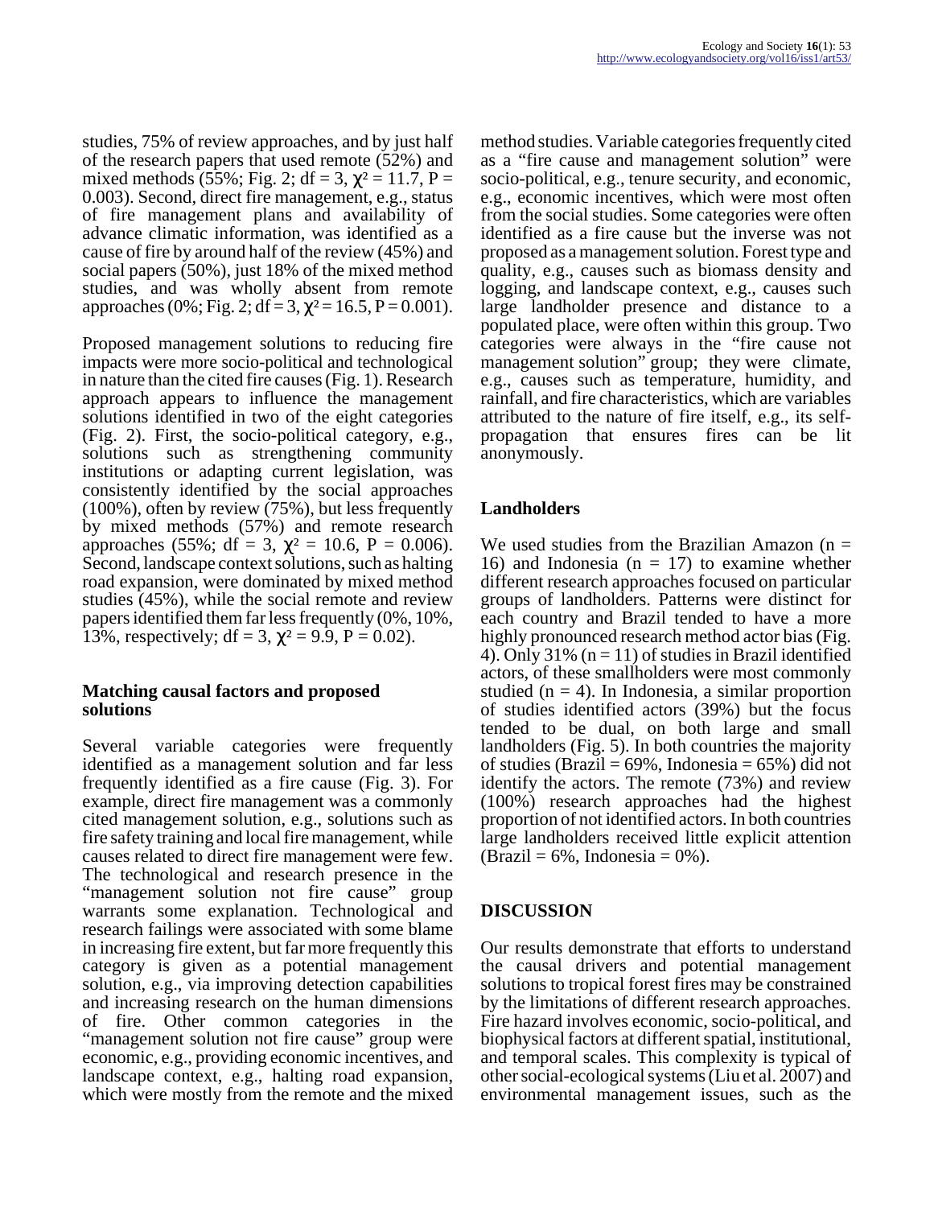studies, 75% of review approaches, and by just half of the research papers that used remote (52%) and mixed methods (55%; Fig. 2; df = 3, $\chi^2$ = 11.7, P = 0.003). Second, direct fire management, e.g., status of fire management plans and availability of advance climatic information, was identified as a cause of fire by around half of the review (45%) and social papers (50%), just 18% of the mixed method studies, and was wholly absent from remote approaches (0%; Fig. 2; df = 3, $\chi^2$ = 16.5, P = 0.001).

Proposed management solutions to reducing fire impacts were more socio-political and technological in nature than the cited fire causes (Fig. 1). Research approach appears to influence the management solutions identified in two of the eight categories (Fig. 2). First, the socio-political category, e.g., solutions such as strengthening community institutions or adapting current legislation, was consistently identified by the social approaches (100%), often by review (75%), but less frequently by mixed methods (57%) and remote research approaches (55%; df = 3, $\chi^2$ = 10.6, P = 0.006). Second, landscape context solutions, such as halting road expansion, were dominated by mixed method studies (45%), while the social remote and review papers identified them far less frequently (0%, 10%, 13%, respectively; df = 3, $\chi^2$ = 9.9, P = 0.02).

### Matching causal factors and proposed solutions

Several variable categories were frequently identified as a management solution and far less frequently identified as a fire cause (Fig. 3). For example, direct fire management was a commonly cited management solution, e.g., solutions such as fire safety training and local fire management, while causes related to direct fire management were few. The technological and research presence in the "management solution not fire cause" group warrants some explanation. Technological and research failings were associated with some blame in increasing fire extent, but far more frequently this category is given as a potential management solution, e.g., via improving detection capabilities and increasing research on the human dimensions of fire. Other common categories in the "management solution not fire cause" group were economic, e.g., providing economic incentives, and landscape context, e.g., halting road expansion, which were mostly from the remote and the mixed method studies. Variable categories frequently cited as a "fire cause and management solution" were socio-political, e.g., tenure security, and economic, e.g., economic incentives, which were most often from the social studies. Some categories were often identified as a fire cause but the inverse was not proposed as a management solution. Forest type and quality, e.g., causes such as biomass density and logging, and landscape context, e.g., causes such large landholder presence and distance to a populated place, were often within this group. Two categories were always in the "fire cause not management solution" group; they were climate, e.g., causes such as temperature, humidity, and rainfall, and fire characteristics, which are variables attributed to the nature of fire itself, e.g., its self-propagation that ensures fires can be lit anonymously.

### Landholders

We used studies from the Brazilian Amazon (n = 16) and Indonesia (n = 17) to examine whether different research approaches focused on particular groups of landholders. Patterns were distinct for each country and Brazil tended to have a more highly pronounced research method actor bias (Fig. 4). Only 31% (n = 11) of studies in Brazil identified actors, of these smallholders were most commonly studied (n = 4). In Indonesia, a similar proportion of studies identified actors (39%) but the focus tended to be dual, on both large and small landholders (Fig. 5). In both countries the majority of studies (Brazil = 69%, Indonesia = 65%) did not identify the actors. The remote (73%) and review (100%) research approaches had the highest proportion of not identified actors. In both countries large landholders received little explicit attention (Brazil = 6%, Indonesia = 0%).

## DISCUSSION

Our results demonstrate that efforts to understand the causal drivers and potential management solutions to tropical forest fires may be constrained by the limitations of different research approaches. Fire hazard involves economic, socio-political, and biophysical factors at different spatial, institutional, and temporal scales. This complexity is typical of other social-ecological systems (Liu et al. 2007) and environmental management issues, such as the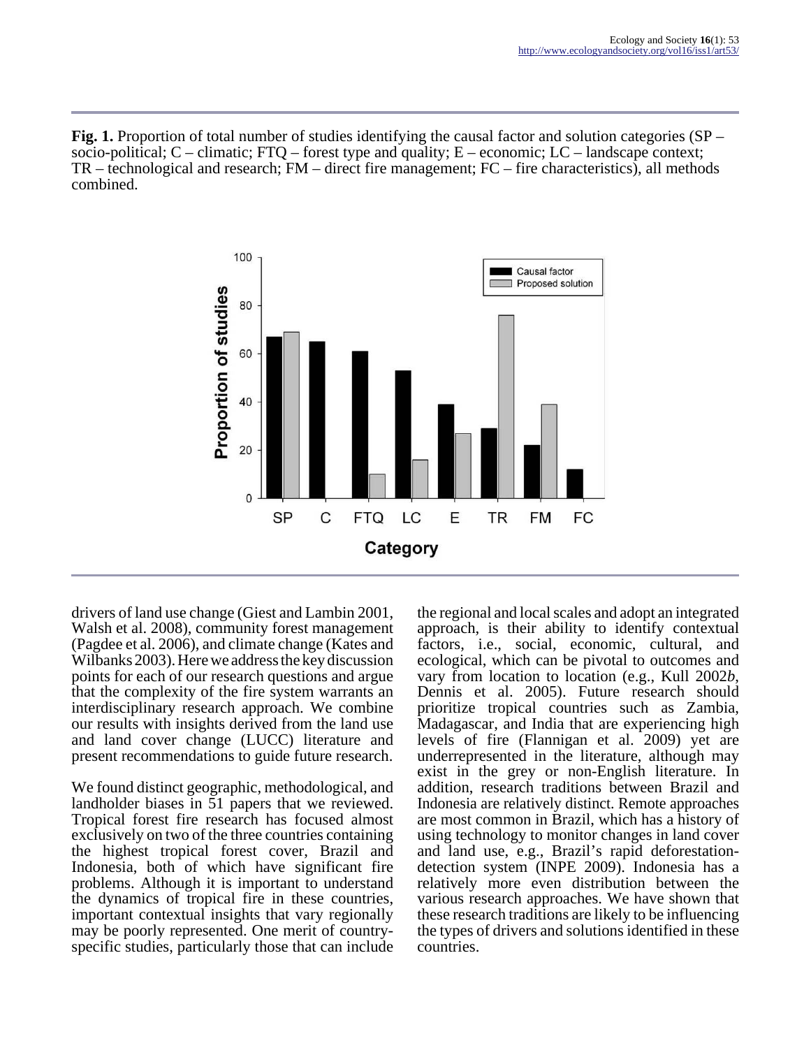**Fig. 1.** Proportion of total number of studies identifying the causal factor and solution categories (SP – socio-political; C – climatic; FTQ – forest type and quality; E – economic; LC – landscape context; TR – technological and research; FM – direct fire management; FC – fire characteristics), all methods combined.

drivers of land use change (Giest and Lambin 2001, Walsh et al. 2008), community forest management (Pagdee et al. 2006), and climate change (Kates and Wilbanks 2003). Here we address the key discussion points for each of our research questions and argue that the complexity of the fire system warrants an interdisciplinary research approach. We combine our results with insights derived from the land use and land cover change (LUCC) literature and present recommendations to guide future research.

We found distinct geographic, methodological, and landholder biases in 51 papers that we reviewed. Tropical forest fire research has focused almost exclusively on two of the three countries containing the highest tropical forest cover, Brazil and Indonesia, both of which have significant fire problems. Although it is important to understand the dynamics of tropical fire in these countries, important contextual insights that vary regionally may be poorly represented. One merit of country-specific studies, particularly those that can include the regional and local scales and adopt an integrated approach, is their ability to identify contextual factors, i.e., social, economic, cultural, and ecological, which can be pivotal to outcomes and vary from location to location (e.g., Kull 2002*b*, Dennis et al. 2005). Future research should prioritize tropical countries such as Zambia, Madagascar, and India that are experiencing high levels of fire (Flannigan et al. 2009) yet are underrepresented in the literature, although may exist in the grey or non-English literature. In addition, research traditions between Brazil and Indonesia are relatively distinct. Remote approaches are most common in Brazil, which has a history of using technology to monitor changes in land cover and land use, e.g., Brazil's rapid deforestation-detection system (INPE 2009). Indonesia has a relatively more even distribution between the various research approaches. We have shown that these research traditions are likely to be influencing the types of drivers and solutions identified in these countries.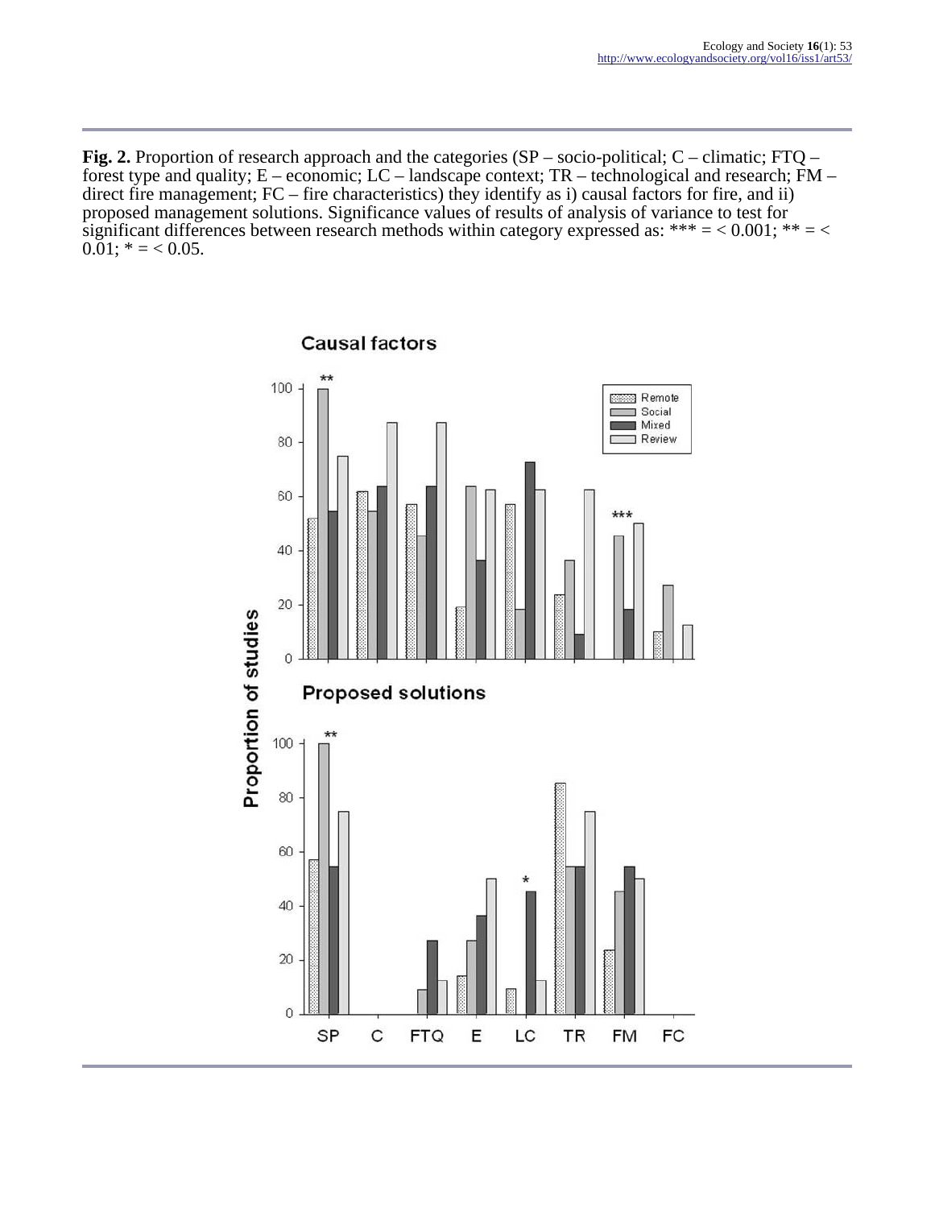**Fig. 2.** Proportion of research approach and the categories (SP – socio-political; C – climatic; FTQ – forest type and quality; E – economic; LC – landscape context; TR – technological and research; FM – direct fire management; FC – fire characteristics) they identify as i) causal factors for fire, and ii) proposed management solutions. Significance values of results of analysis of variance to test for significant differences between research methods within category expressed as: *** = < 0.001; ** = < 0.01; * = < 0.05.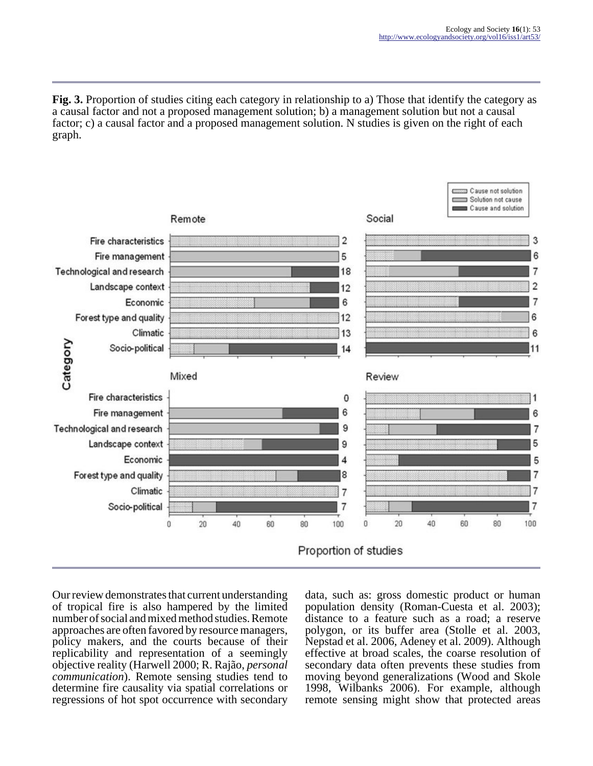**Fig. 3.** Proportion of studies citing each category in relationship to a) Those that identify the category as a causal factor and not a proposed management solution; b) a management solution but not a causal factor; c) a causal factor and a proposed management solution. N studies is given on the right of each graph.

Our review demonstrates that current understanding of tropical fire is also hampered by the limited number of social and mixed method studies. Remote approaches are often favored by resource managers, policy makers, and the courts because of their replicability and representation of a seemingly objective reality (Harwell 2000; R. Rajão, *personal communication*). Remote sensing studies tend to determine fire causality via spatial correlations or regressions of hot spot occurrence with secondary data, such as: gross domestic product or human population density (Roman-Cuesta et al. 2003); distance to a feature such as a road; a reserve polygon, or its buffer area (Stolle et al. 2003, Nepstad et al. 2006, Adeney et al. 2009). Although effective at broad scales, the coarse resolution of secondary data often prevents these studies from moving beyond generalizations (Wood and Skole 1998, Wilbanks 2006). For example, although remote sensing might show that protected areas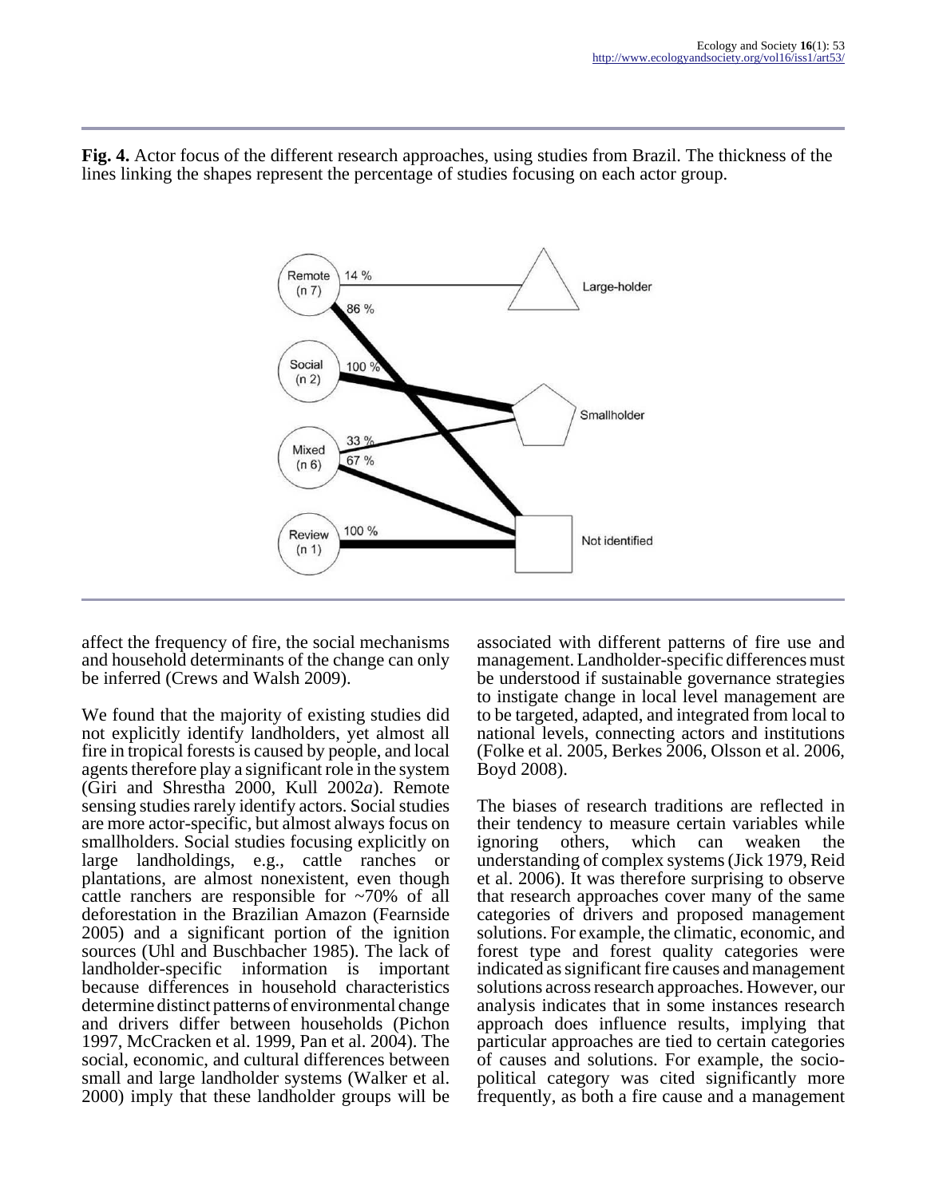**Fig. 4.** Actor focus of the different research approaches, using studies from Brazil. The thickness of the lines linking the shapes represent the percentage of studies focusing on each actor group.

affect the frequency of fire, the social mechanisms and household determinants of the change can only be inferred (Crews and Walsh 2009).

We found that the majority of existing studies did not explicitly identify landholders, yet almost all fire in tropical forests is caused by people, and local agents therefore play a significant role in the system (Giri and Shrestha 2000, Kull 2002*a*). Remote sensing studies rarely identify actors. Social studies are more actor-specific, but almost always focus on smallholders. Social studies focusing explicitly on large landholdings, e.g., cattle ranches or plantations, are almost nonexistent, even though cattle ranchers are responsible for ~70% of all deforestation in the Brazilian Amazon (Fearnside 2005) and a significant portion of the ignition sources (Uhl and Buschbacher 1985). The lack of landholder-specific information is important because differences in household characteristics determine distinct patterns of environmental change and drivers differ between households (Pichon 1997, McCracken et al. 1999, Pan et al. 2004). The social, economic, and cultural differences between small and large landholder systems (Walker et al. 2000) imply that these landholder groups will be associated with different patterns of fire use and management. Landholder-specific differences must be understood if sustainable governance strategies to instigate change in local level management are to be targeted, adapted, and integrated from local to national levels, connecting actors and institutions (Folke et al. 2005, Berkes 2006, Olsson et al. 2006, Boyd 2008).

The biases of research traditions are reflected in their tendency to measure certain variables while ignoring others, which can weaken the understanding of complex systems (Jick 1979, Reid et al. 2006). It was therefore surprising to observe that research approaches cover many of the same categories of drivers and proposed management solutions. For example, the climatic, economic, and forest type and forest quality categories were indicated as significant fire causes and management solutions across research approaches. However, our analysis indicates that in some instances research approach does influence results, implying that particular approaches are tied to certain categories of causes and solutions. For example, the socio-political category was cited significantly more frequently, as both a fire cause and a management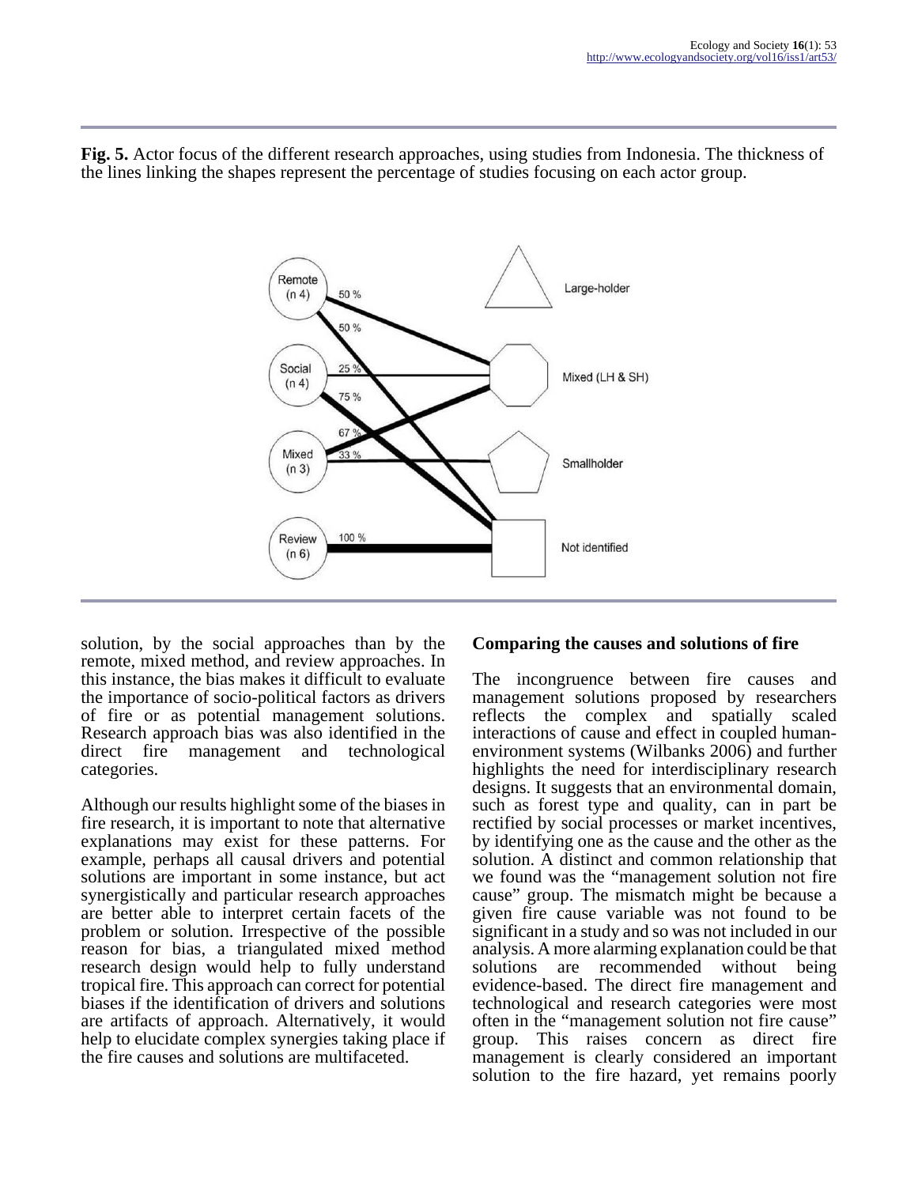**Fig. 5.** Actor focus of the different research approaches, using studies from Indonesia. The thickness of the lines linking the shapes represent the percentage of studies focusing on each actor group.

Remote (n 4)
50 %
50 %
Social (n 4)
25 %
75 %
Mixed (n 3)
67 %
33 %
Review (n 6)
100 %
Large-holder
Mixed (LH & SH)
Smallholder
Not identified

solution, by the social approaches than by the remote, mixed method, and review approaches. In this instance, the bias makes it difficult to evaluate the importance of socio-political factors as drivers of fire or as potential management solutions. Research approach bias was also identified in the direct fire management and technological categories.

Although our results highlight some of the biases in fire research, it is important to note that alternative explanations may exist for these patterns. For example, perhaps all causal drivers and potential solutions are important in some instance, but act synergistically and particular research approaches are better able to interpret certain facets of the problem or solution. Irrespective of the possible reason for bias, a triangulated mixed method research design would help to fully understand tropical fire. This approach can correct for potential biases if the identification of drivers and solutions are artifacts of approach. Alternatively, it would help to elucidate complex synergies taking place if the fire causes and solutions are multifaceted.

## Comparing the causes and solutions of fire

The incongruence between fire causes and management solutions proposed by researchers reflects the complex and spatially scaled interactions of cause and effect in coupled human-environment systems (Wilbanks 2006) and further highlights the need for interdisciplinary research designs. It suggests that an environmental domain, such as forest type and quality, can in part be rectified by social processes or market incentives, by identifying one as the cause and the other as the solution. A distinct and common relationship that we found was the "management solution not fire cause" group. The mismatch might be because a given fire cause variable was not found to be significant in a study and so was not included in our analysis. A more alarming explanation could be that solutions are recommended without being evidence-based. The direct fire management and technological and research categories were most often in the "management solution not fire cause" group. This raises concern as direct fire management is clearly considered an important solution to the fire hazard, yet remains poorly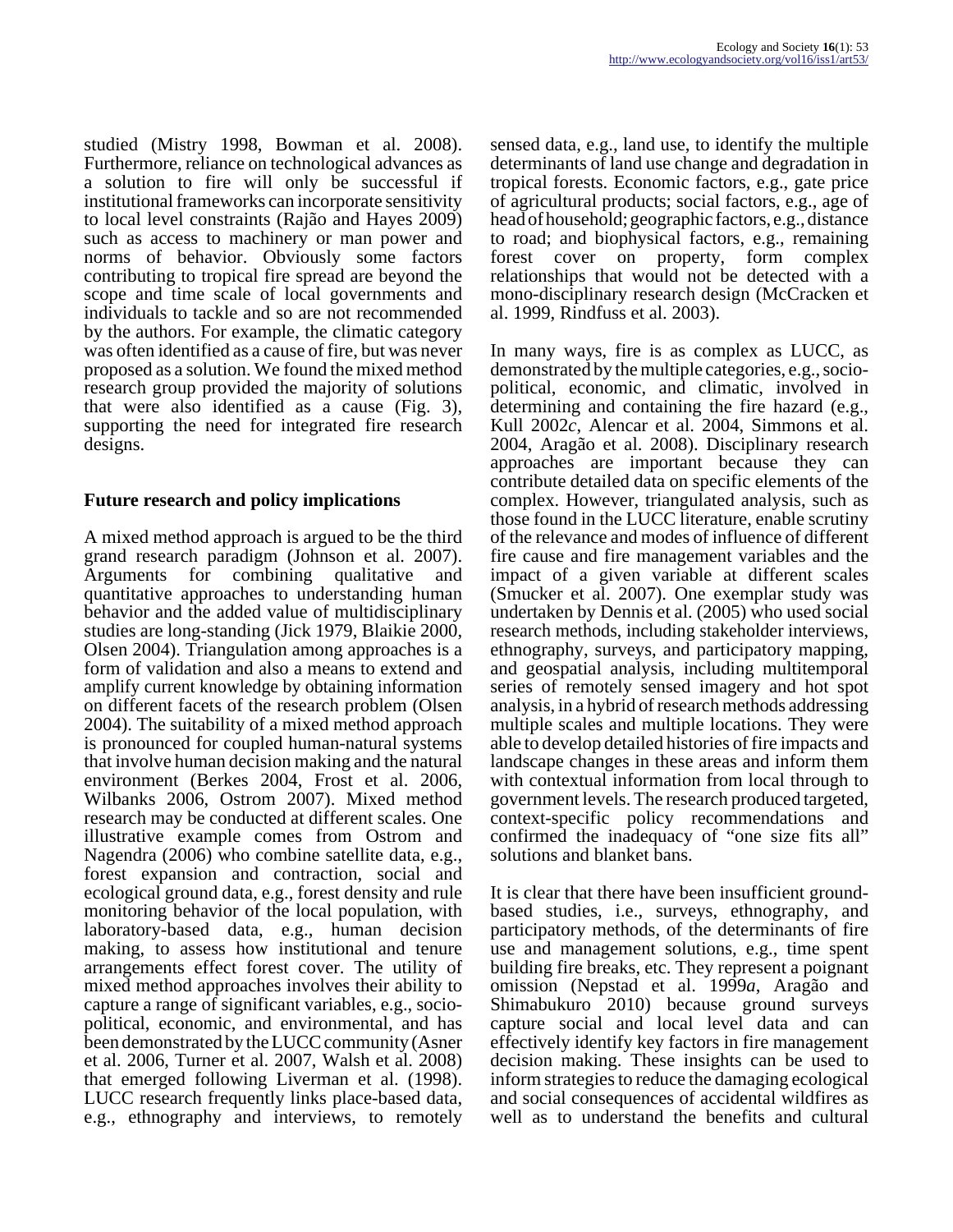studied (Mistry 1998, Bowman et al. 2008). Furthermore, reliance on technological advances as a solution to fire will only be successful if institutional frameworks can incorporate sensitivity to local level constraints (Rajão and Hayes 2009) such as access to machinery or man power and norms of behavior. Obviously some factors contributing to tropical fire spread are beyond the scope and time scale of local governments and individuals to tackle and so are not recommended by the authors. For example, the climatic category was often identified as a cause of fire, but was never proposed as a solution. We found the mixed method research group provided the majority of solutions that were also identified as a cause (Fig. 3), supporting the need for integrated fire research designs.

## Future research and policy implications

A mixed method approach is argued to be the third grand research paradigm (Johnson et al. 2007). Arguments for combining qualitative and quantitative approaches to understanding human behavior and the added value of multidisciplinary studies are long-standing (Jick 1979, Blaikie 2000, Olsen 2004). Triangulation among approaches is a form of validation and also a means to extend and amplify current knowledge by obtaining information on different facets of the research problem (Olsen 2004). The suitability of a mixed method approach is pronounced for coupled human-natural systems that involve human decision making and the natural environment (Berkes 2004, Frost et al. 2006, Wilbanks 2006, Ostrom 2007). Mixed method research may be conducted at different scales. One illustrative example comes from Ostrom and Nagendra (2006) who combine satellite data, e.g., forest expansion and contraction, social and ecological ground data, e.g., forest density and rule monitoring behavior of the local population, with laboratory-based data, e.g., human decision making, to assess how institutional and tenure arrangements effect forest cover. The utility of mixed method approaches involves their ability to capture a range of significant variables, e.g., socio-political, economic, and environmental, and has been demonstrated by the LUCC community (Asner et al. 2006, Turner et al. 2007, Walsh et al. 2008) that emerged following Liverman et al. (1998). LUCC research frequently links place-based data, e.g., ethnography and interviews, to remotely sensed data, e.g., land use, to identify the multiple determinants of land use change and degradation in tropical forests. Economic factors, e.g., gate price of agricultural products; social factors, e.g., age of head of household; geographic factors, e.g., distance to road; and biophysical factors, e.g., remaining forest cover on property, form complex relationships that would not be detected with a mono-disciplinary research design (McCracken et al. 1999, Rindfuss et al. 2003).

In many ways, fire is as complex as LUCC, as demonstrated by the multiple categories, e.g., socio-political, economic, and climatic, involved in determining and containing the fire hazard (e.g., Kull 2002*c*, Alencar et al. 2004, Simmons et al. 2004, Aragão et al. 2008). Disciplinary research approaches are important because they can contribute detailed data on specific elements of the complex. However, triangulated analysis, such as those found in the LUCC literature, enable scrutiny of the relevance and modes of influence of different fire cause and fire management variables and the impact of a given variable at different scales (Smucker et al. 2007). One exemplar study was undertaken by Dennis et al. (2005) who used social research methods, including stakeholder interviews, ethnography, surveys, and participatory mapping, and geospatial analysis, including multitemporal series of remotely sensed imagery and hot spot analysis, in a hybrid of research methods addressing multiple scales and multiple locations. They were able to develop detailed histories of fire impacts and landscape changes in these areas and inform them with contextual information from local through to government levels. The research produced targeted, context-specific policy recommendations and confirmed the inadequacy of "one size fits all" solutions and blanket bans.

It is clear that there have been insufficient ground-based studies, i.e., surveys, ethnography, and participatory methods, of the determinants of fire use and management solutions, e.g., time spent building fire breaks, etc. They represent a poignant omission (Nepstad et al. 1999*a*, Aragão and Shimabukuro 2010) because ground surveys capture social and local level data and can effectively identify key factors in fire management decision making. These insights can be used to inform strategies to reduce the damaging ecological and social consequences of accidental wildfires as well as to understand the benefits and cultural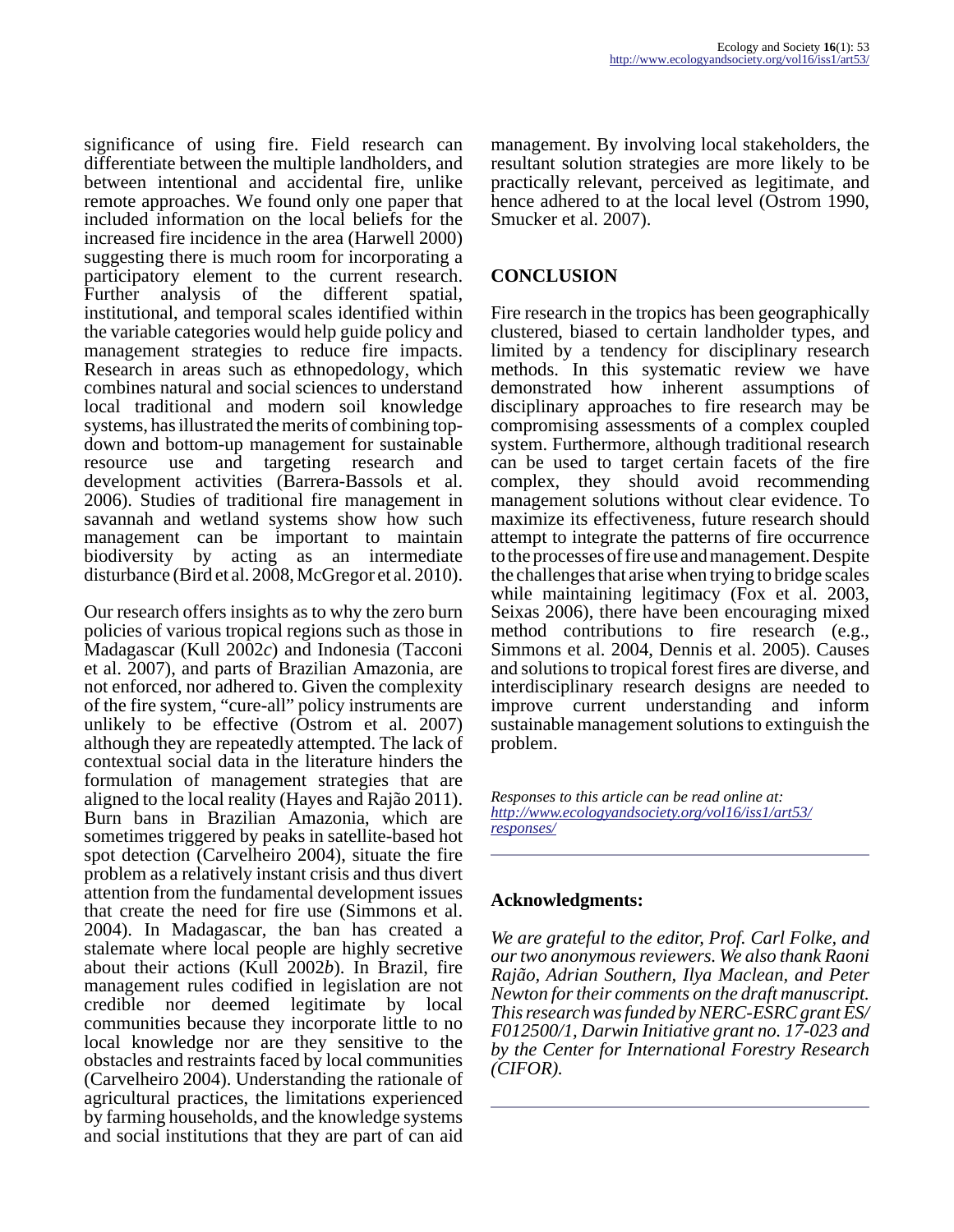significance of using fire. Field research can differentiate between the multiple landholders, and between intentional and accidental fire, unlike remote approaches. We found only one paper that included information on the local beliefs for the increased fire incidence in the area (Harwell 2000) suggesting there is much room for incorporating a participatory element to the current research. Further analysis of the different spatial, institutional, and temporal scales identified within the variable categories would help guide policy and management strategies to reduce fire impacts. Research in areas such as ethnopedology, which combines natural and social sciences to understand local traditional and modern soil knowledge systems, has illustrated the merits of combining top-down and bottom-up management for sustainable resource use and targeting research and development activities (Barrera-Bassols et al. 2006). Studies of traditional fire management in savannah and wetland systems show how such management can be important to maintain biodiversity by acting as an intermediate disturbance (Bird et al. 2008, McGregor et al. 2010).

Our research offers insights as to why the zero burn policies of various tropical regions such as those in Madagascar (Kull 2002*c*) and Indonesia (Tacconi et al. 2007), and parts of Brazilian Amazonia, are not enforced, nor adhered to. Given the complexity of the fire system, "cure-all" policy instruments are unlikely to be effective (Ostrom et al. 2007) although they are repeatedly attempted. The lack of contextual social data in the literature hinders the formulation of management strategies that are aligned to the local reality (Hayes and Rajão 2011). Burn bans in Brazilian Amazonia, which are sometimes triggered by peaks in satellite-based hot spot detection (Carvelheiro 2004), situate the fire problem as a relatively instant crisis and thus divert attention from the fundamental development issues that create the need for fire use (Simmons et al. 2004). In Madagascar, the ban has created a stalemate where local people are highly secretive about their actions (Kull 2002*b*). In Brazil, fire management rules codified in legislation are not credible nor deemed legitimate by local communities because they incorporate little to no local knowledge nor are they sensitive to the obstacles and restraints faced by local communities (Carvelheiro 2004). Understanding the rationale of agricultural practices, the limitations experienced by farming households, and the knowledge systems and social institutions that they are part of can aid management. By involving local stakeholders, the resultant solution strategies are more likely to be practically relevant, perceived as legitimate, and hence adhered to at the local level (Ostrom 1990, Smucker et al. 2007).

## CONCLUSION

Fire research in the tropics has been geographically clustered, biased to certain landholder types, and limited by a tendency for disciplinary research methods. In this systematic review we have demonstrated how inherent assumptions of disciplinary approaches to fire research may be compromising assessments of a complex coupled system. Furthermore, although traditional research can be used to target certain facets of the fire complex, they should avoid recommending management solutions without clear evidence. To maximize its effectiveness, future research should attempt to integrate the patterns of fire occurrence to the processes of fire use and management. Despite the challenges that arise when trying to bridge scales while maintaining legitimacy (Fox et al. 2003, Seixas 2006), there have been encouraging mixed method contributions to fire research (e.g., Simmons et al. 2004, Dennis et al. 2005). Causes and solutions to tropical forest fires are diverse, and interdisciplinary research designs are needed to improve current understanding and inform sustainable management solutions to extinguish the problem.

*Responses to this article can be read online at:* *http://www.ecologyandsociety.org/vol16/iss1/art53/responses/*

---

### Acknowledgments:

*We are grateful to the editor, Prof. Carl Folke, and our two anonymous reviewers. We also thank Raoni Rajão, Adrian Southern, Ilya Maclean, and Peter Newton for their comments on the draft manuscript. This research was funded by NERC-ESRC grant ES/F012500/1, Darwin Initiative grant no. 17-023 and by the Center for International Forestry Research (CIFOR).*

---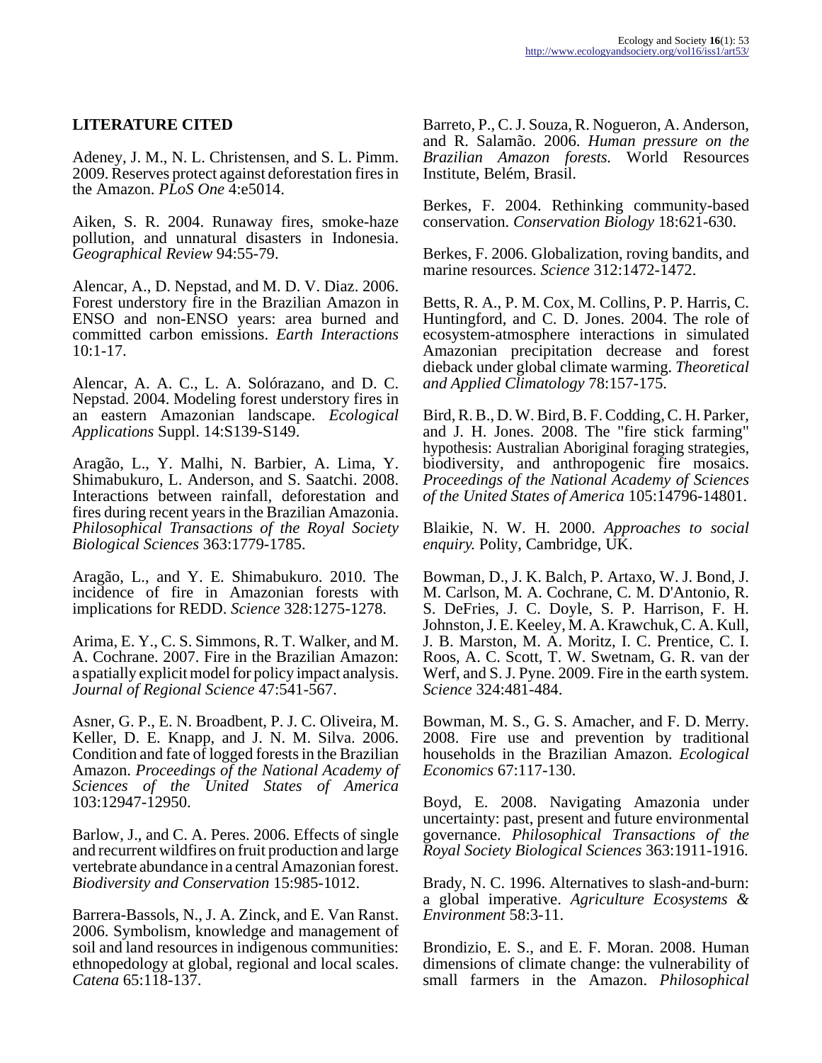## LITERATURE CITED

Adeney, J. M., N. L. Christensen, and S. L. Pimm. 2009. Reserves protect against deforestation fires in the Amazon. *PLoS One* 4:e5014.

Aiken, S. R. 2004. Runaway fires, smoke-haze pollution, and unnatural disasters in Indonesia. *Geographical Review* 94:55-79.

Alencar, A., D. Nepstad, and M. D. V. Diaz. 2006. Forest understory fire in the Brazilian Amazon in ENSO and non-ENSO years: area burned and committed carbon emissions. *Earth Interactions* 10:1-17.

Alencar, A. A. C., L. A. Solórazano, and D. C. Nepstad. 2004. Modeling forest understory fires in an eastern Amazonian landscape. *Ecological Applications* Suppl. 14:S139-S149.

Aragão, L., Y. Malhi, N. Barbier, A. Lima, Y. Shimabukuro, L. Anderson, and S. Saatchi. 2008. Interactions between rainfall, deforestation and fires during recent years in the Brazilian Amazonia. *Philosophical Transactions of the Royal Society Biological Sciences* 363:1779-1785.

Aragão, L., and Y. E. Shimabukuro. 2010. The incidence of fire in Amazonian forests with implications for REDD. *Science* 328:1275-1278.

Arima, E. Y., C. S. Simmons, R. T. Walker, and M. A. Cochrane. 2007. Fire in the Brazilian Amazon: a spatially explicit model for policy impact analysis. *Journal of Regional Science* 47:541-567.

Asner, G. P., E. N. Broadbent, P. J. C. Oliveira, M. Keller, D. E. Knapp, and J. N. M. Silva. 2006. Condition and fate of logged forests in the Brazilian Amazon. *Proceedings of the National Academy of Sciences of the United States of America* 103:12947-12950.

Barlow, J., and C. A. Peres. 2006. Effects of single and recurrent wildfires on fruit production and large vertebrate abundance in a central Amazonian forest. *Biodiversity and Conservation* 15:985-1012.

Barrera-Bassols, N., J. A. Zinck, and E. Van Ranst. 2006. Symbolism, knowledge and management of soil and land resources in indigenous communities: ethnopedology at global, regional and local scales. *Catena* 65:118-137.

Barreto, P., C. J. Souza, R. Nogueron, A. Anderson, and R. Salamão. 2006. *Human pressure on the Brazilian Amazon forests.* World Resources Institute, Belém, Brasil.

Berkes, F. 2004. Rethinking community-based conservation. *Conservation Biology* 18:621-630.

Berkes, F. 2006. Globalization, roving bandits, and marine resources. *Science* 312:1472-1472.

Betts, R. A., P. M. Cox, M. Collins, P. P. Harris, C. Huntingford, and C. D. Jones. 2004. The role of ecosystem-atmosphere interactions in simulated Amazonian precipitation decrease and forest dieback under global climate warming. *Theoretical and Applied Climatology* 78:157-175.

Bird, R. B., D. W. Bird, B. F. Codding, C. H. Parker, and J. H. Jones. 2008. The "fire stick farming" hypothesis: Australian Aboriginal foraging strategies, biodiversity, and anthropogenic fire mosaics. *Proceedings of the National Academy of Sciences of the United States of America* 105:14796-14801.

Blaikie, N. W. H. 2000. *Approaches to social enquiry.* Polity, Cambridge, UK.

Bowman, D., J. K. Balch, P. Artaxo, W. J. Bond, J. M. Carlson, M. A. Cochrane, C. M. D'Antonio, R. S. DeFries, J. C. Doyle, S. P. Harrison, F. H. Johnston, J. E. Keeley, M. A. Krawchuk, C. A. Kull, J. B. Marston, M. A. Moritz, I. C. Prentice, C. I. Roos, A. C. Scott, T. W. Swetnam, G. R. van der Werf, and S. J. Pyne. 2009. Fire in the earth system. *Science* 324:481-484.

Bowman, M. S., G. S. Amacher, and F. D. Merry. 2008. Fire use and prevention by traditional households in the Brazilian Amazon. *Ecological Economics* 67:117-130.

Boyd, E. 2008. Navigating Amazonia under uncertainty: past, present and future environmental governance. *Philosophical Transactions of the Royal Society Biological Sciences* 363:1911-1916.

Brady, N. C. 1996. Alternatives to slash-and-burn: a global imperative. *Agriculture Ecosystems & Environment* 58:3-11.

Brondizio, E. S., and E. F. Moran. 2008. Human dimensions of climate change: the vulnerability of small farmers in the Amazon. *Philosophical*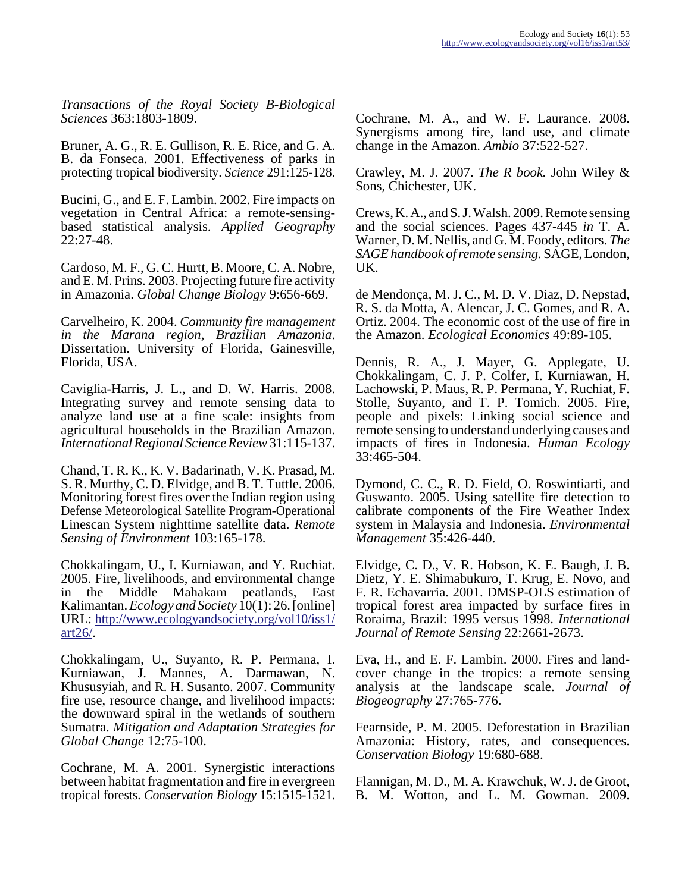*Transactions of the Royal Society B-Biological Sciences* 363:1803-1809.

Bruner, A. G., R. E. Gullison, R. E. Rice, and G. A. B. da Fonseca. 2001. Effectiveness of parks in protecting tropical biodiversity. *Science* 291:125-128.

Bucini, G., and E. F. Lambin. 2002. Fire impacts on vegetation in Central Africa: a remote-sensing-based statistical analysis. *Applied Geography* 22:27-48.

Cardoso, M. F., G. C. Hurtt, B. Moore, C. A. Nobre, and E. M. Prins. 2003. Projecting future fire activity in Amazonia. *Global Change Biology* 9:656-669.

Carvelheiro, K. 2004. *Community fire management in the Marana region, Brazilian Amazonia*. Dissertation. University of Florida, Gainesville, Florida, USA.

Caviglia-Harris, J. L., and D. W. Harris. 2008. Integrating survey and remote sensing data to analyze land use at a fine scale: insights from agricultural households in the Brazilian Amazon. *International Regional Science Review* 31:115-137.

Chand, T. R. K., K. V. Badarinath, V. K. Prasad, M. S. R. Murthy, C. D. Elvidge, and B. T. Tuttle. 2006. Monitoring forest fires over the Indian region using Defense Meteorological Satellite Program-Operational Linescan System nighttime satellite data. *Remote Sensing of Environment* 103:165-178.

Chokkalingam, U., I. Kurniawan, and Y. Ruchiat. 2005. Fire, livelihoods, and environmental change in the Middle Mahakam peatlands, East Kalimantan. *Ecology and Society* 10(1): 26. [online] URL: http://www.ecologyandsociety.org/vol10/iss1/art26/.

Chokkalingam, U., Suyanto, R. P. Permana, I. Kurniawan, J. Mannes, A. Darmawan, N. Khususyiah, and R. H. Susanto. 2007. Community fire use, resource change, and livelihood impacts: the downward spiral in the wetlands of southern Sumatra. *Mitigation and Adaptation Strategies for Global Change* 12:75-100.

Cochrane, M. A. 2001. Synergistic interactions between habitat fragmentation and fire in evergreen tropical forests. *Conservation Biology* 15:1515-1521.

Cochrane, M. A., and W. F. Laurance. 2008. Synergisms among fire, land use, and climate change in the Amazon. *Ambio* 37:522-527.

Crawley, M. J. 2007. *The R book.* John Wiley & Sons, Chichester, UK.

Crews, K. A., and S. J. Walsh. 2009. Remote sensing and the social sciences. Pages 437-445 *in* T. A. Warner, D. M. Nellis, and G. M. Foody, editors. *The SAGE handbook of remote sensing.* SAGE, London, UK.

de Mendonça, M. J. C., M. D. V. Diaz, D. Nepstad, R. S. da Motta, A. Alencar, J. C. Gomes, and R. A. Ortiz. 2004. The economic cost of the use of fire in the Amazon. *Ecological Economics* 49:89-105.

Dennis, R. A., J. Mayer, G. Applegate, U. Chokkalingam, C. J. P. Colfer, I. Kurniawan, H. Lachowski, P. Maus, R. P. Permana, Y. Ruchiat, F. Stolle, Suyanto, and T. P. Tomich. 2005. Fire, people and pixels: Linking social science and remote sensing to understand underlying causes and impacts of fires in Indonesia. *Human Ecology* 33:465-504.

Dymond, C. C., R. D. Field, O. Roswintiarti, and Guswanto. 2005. Using satellite fire detection to calibrate components of the Fire Weather Index system in Malaysia and Indonesia. *Environmental Management* 35:426-440.

Elvidge, C. D., V. R. Hobson, K. E. Baugh, J. B. Dietz, Y. E. Shimabukuro, T. Krug, E. Novo, and F. R. Echavarria. 2001. DMSP-OLS estimation of tropical forest area impacted by surface fires in Roraima, Brazil: 1995 versus 1998. *International Journal of Remote Sensing* 22:2661-2673.

Eva, H., and E. F. Lambin. 2000. Fires and land-cover change in the tropics: a remote sensing analysis at the landscape scale. *Journal of Biogeography* 27:765-776.

Fearnside, P. M. 2005. Deforestation in Brazilian Amazonia: History, rates, and consequences. *Conservation Biology* 19:680-688.

Flannigan, M. D., M. A. Krawchuk, W. J. de Groot, B. M. Wotton, and L. M. Gowman. 2009.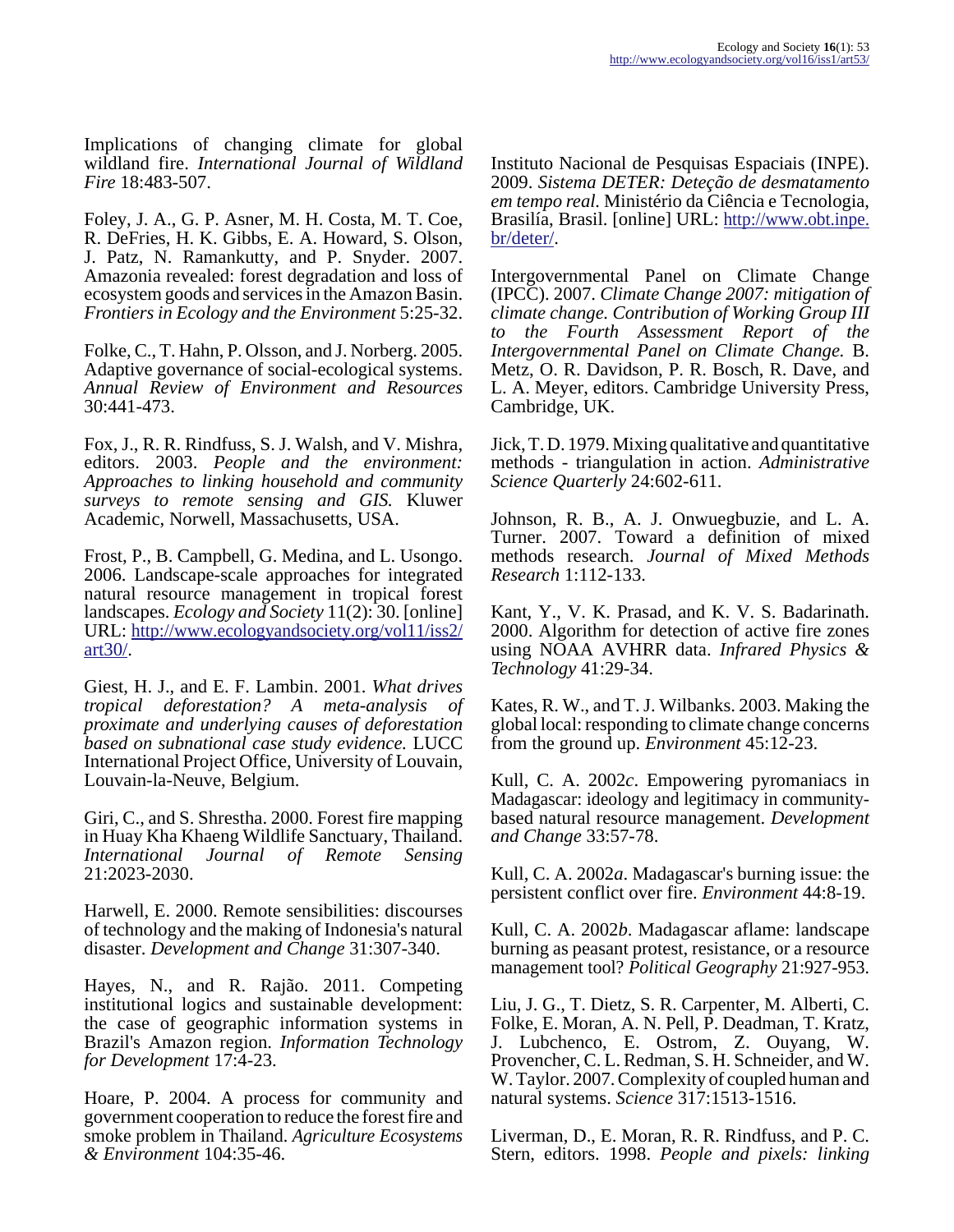Implications of changing climate for global wildland fire. *International Journal of Wildland Fire* 18:483-507.

Foley, J. A., G. P. Asner, M. H. Costa, M. T. Coe, R. DeFries, H. K. Gibbs, E. A. Howard, S. Olson, J. Patz, N. Ramankutty, and P. Snyder. 2007. Amazonia revealed: forest degradation and loss of ecosystem goods and services in the Amazon Basin. *Frontiers in Ecology and the Environment* 5:25-32.

Folke, C., T. Hahn, P. Olsson, and J. Norberg. 2005. Adaptive governance of social-ecological systems. *Annual Review of Environment and Resources* 30:441-473.

Fox, J., R. R. Rindfuss, S. J. Walsh, and V. Mishra, editors. 2003. *People and the environment: Approaches to linking household and community surveys to remote sensing and GIS.* Kluwer Academic, Norwell, Massachusetts, USA.

Frost, P., B. Campbell, G. Medina, and L. Usongo. 2006. Landscape-scale approaches for integrated natural resource management in tropical forest landscapes. *Ecology and Society* 11(2): 30. [online] URL: http://www.ecologyandsociety.org/vol11/iss2/art30/.

Giest, H. J., and E. F. Lambin. 2001. *What drives tropical deforestation? A meta-analysis of proximate and underlying causes of deforestation based on subnational case study evidence.* LUCC International Project Office, University of Louvain, Louvain-la-Neuve, Belgium.

Giri, C., and S. Shrestha. 2000. Forest fire mapping in Huay Kha Khaeng Wildlife Sanctuary, Thailand. *International Journal of Remote Sensing* 21:2023-2030.

Harwell, E. 2000. Remote sensibilities: discourses of technology and the making of Indonesia's natural disaster. *Development and Change* 31:307-340.

Hayes, N., and R. Rajão. 2011. Competing institutional logics and sustainable development: the case of geographic information systems in Brazil's Amazon region. *Information Technology for Development* 17:4-23.

Hoare, P. 2004. A process for community and government cooperation to reduce the forest fire and smoke problem in Thailand. *Agriculture Ecosystems & Environment* 104:35-46.

Instituto Nacional de Pesquisas Espaciais (INPE). 2009. *Sistema DETER: Deteção de desmatamento em tempo real.* Ministério da Ciência e Tecnologia, Brasilía, Brasil. [online] URL: http://www.obt.inpe.br/deter/.

Intergovernmental Panel on Climate Change (IPCC). 2007. *Climate Change 2007: mitigation of climate change. Contribution of Working Group III to the Fourth Assessment Report of the Intergovernmental Panel on Climate Change.* B. Metz, O. R. Davidson, P. R. Bosch, R. Dave, and L. A. Meyer, editors. Cambridge University Press, Cambridge, UK.

Jick, T. D. 1979. Mixing qualitative and quantitative methods - triangulation in action. *Administrative Science Quarterly* 24:602-611.

Johnson, R. B., A. J. Onwuegbuzie, and L. A. Turner. 2007. Toward a definition of mixed methods research. *Journal of Mixed Methods Research* 1:112-133.

Kant, Y., V. K. Prasad, and K. V. S. Badarinath. 2000. Algorithm for detection of active fire zones using NOAA AVHRR data. *Infrared Physics & Technology* 41:29-34.

Kates, R. W., and T. J. Wilbanks. 2003. Making the global local: responding to climate change concerns from the ground up. *Environment* 45:12-23.

Kull, C. A. 2002*c*. Empowering pyromaniacs in Madagascar: ideology and legitimacy in community-based natural resource management. *Development and Change* 33:57-78.

Kull, C. A. 2002*a*. Madagascar's burning issue: the persistent conflict over fire. *Environment* 44:8-19.

Kull, C. A. 2002*b*. Madagascar aflame: landscape burning as peasant protest, resistance, or a resource management tool? *Political Geography* 21:927-953.

Liu, J. G., T. Dietz, S. R. Carpenter, M. Alberti, C. Folke, E. Moran, A. N. Pell, P. Deadman, T. Kratz, J. Lubchenco, E. Ostrom, Z. Ouyang, W. Provencher, C. L. Redman, S. H. Schneider, and W. W. Taylor. 2007. Complexity of coupled human and natural systems. *Science* 317:1513-1516.

Liverman, D., E. Moran, R. R. Rindfuss, and P. C. Stern, editors. 1998. *People and pixels: linking*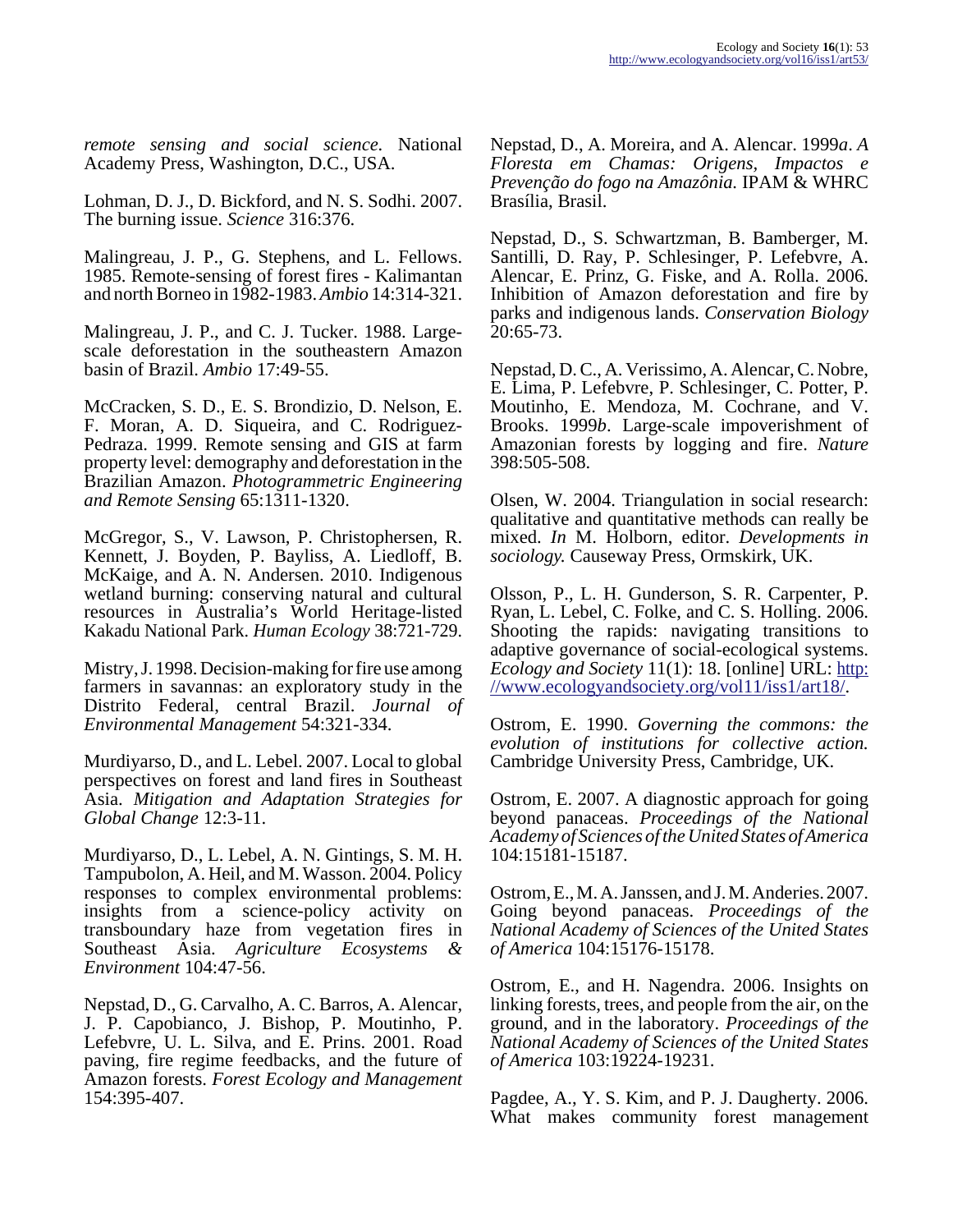*remote sensing and social science.* National Academy Press, Washington, D.C., USA.

Lohman, D. J., D. Bickford, and N. S. Sodhi. 2007. The burning issue. *Science* 316:376.

Malingreau, J. P., G. Stephens, and L. Fellows. 1985. Remote-sensing of forest fires - Kalimantan and north Borneo in 1982-1983. *Ambio* 14:314-321.

Malingreau, J. P., and C. J. Tucker. 1988. Large-scale deforestation in the southeastern Amazon basin of Brazil. *Ambio* 17:49-55.

McCracken, S. D., E. S. Brondizio, D. Nelson, E. F. Moran, A. D. Siqueira, and C. Rodriguez-Pedraza. 1999. Remote sensing and GIS at farm property level: demography and deforestation in the Brazilian Amazon. *Photogrammetric Engineering and Remote Sensing* 65:1311-1320.

McGregor, S., V. Lawson, P. Christophersen, R. Kennett, J. Boyden, P. Bayliss, A. Liedloff, B. McKaige, and A. N. Andersen. 2010. Indigenous wetland burning: conserving natural and cultural resources in Australia's World Heritage-listed Kakadu National Park. *Human Ecology* 38:721-729.

Mistry, J. 1998. Decision-making for fire use among farmers in savannas: an exploratory study in the Distrito Federal, central Brazil. *Journal of Environmental Management* 54:321-334.

Murdiyarso, D., and L. Lebel. 2007. Local to global perspectives on forest and land fires in Southeast Asia. *Mitigation and Adaptation Strategies for Global Change* 12:3-11.

Murdiyarso, D., L. Lebel, A. N. Gintings, S. M. H. Tampubolon, A. Heil, and M. Wasson. 2004. Policy responses to complex environmental problems: insights from a science-policy activity on transboundary haze from vegetation fires in Southeast Asia. *Agriculture Ecosystems & Environment* 104:47-56.

Nepstad, D., G. Carvalho, A. C. Barros, A. Alencar, J. P. Capobianco, J. Bishop, P. Moutinho, P. Lefebvre, U. L. Silva, and E. Prins. 2001. Road paving, fire regime feedbacks, and the future of Amazon forests. *Forest Ecology and Management* 154:395-407.

Nepstad, D., A. Moreira, and A. Alencar. 1999*a*. *A Floresta em Chamas: Origens, Impactos e Prevenção do fogo na Amazônia.* IPAM & WHRC Brasília, Brasil.

Nepstad, D., S. Schwartzman, B. Bamberger, M. Santilli, D. Ray, P. Schlesinger, P. Lefebvre, A. Alencar, E. Prinz, G. Fiske, and A. Rolla. 2006. Inhibition of Amazon deforestation and fire by parks and indigenous lands. *Conservation Biology* 20:65-73.

Nepstad, D. C., A. Verissimo, A. Alencar, C. Nobre, E. Lima, P. Lefebvre, P. Schlesinger, C. Potter, P. Moutinho, E. Mendoza, M. Cochrane, and V. Brooks. 1999*b*. Large-scale impoverishment of Amazonian forests by logging and fire. *Nature* 398:505-508.

Olsen, W. 2004. Triangulation in social research: qualitative and quantitative methods can really be mixed. *In* M. Holborn, editor. *Developments in sociology.* Causeway Press, Ormskirk, UK.

Olsson, P., L. H. Gunderson, S. R. Carpenter, P. Ryan, L. Lebel, C. Folke, and C. S. Holling. 2006. Shooting the rapids: navigating transitions to adaptive governance of social-ecological systems. *Ecology and Society* 11(1): 18. [online] URL: http://www.ecologyandsociety.org/vol11/iss1/art18/.

Ostrom, E. 1990. *Governing the commons: the evolution of institutions for collective action.* Cambridge University Press, Cambridge, UK.

Ostrom, E. 2007. A diagnostic approach for going beyond panaceas. *Proceedings of the National Academy of Sciences of the United States of America* 104:15181-15187.

Ostrom, E., M. A. Janssen, and J. M. Anderies. 2007. Going beyond panaceas. *Proceedings of the National Academy of Sciences of the United States of America* 104:15176-15178.

Ostrom, E., and H. Nagendra. 2006. Insights on linking forests, trees, and people from the air, on the ground, and in the laboratory. *Proceedings of the National Academy of Sciences of the United States of America* 103:19224-19231.

Pagdee, A., Y. S. Kim, and P. J. Daugherty. 2006. What makes community forest management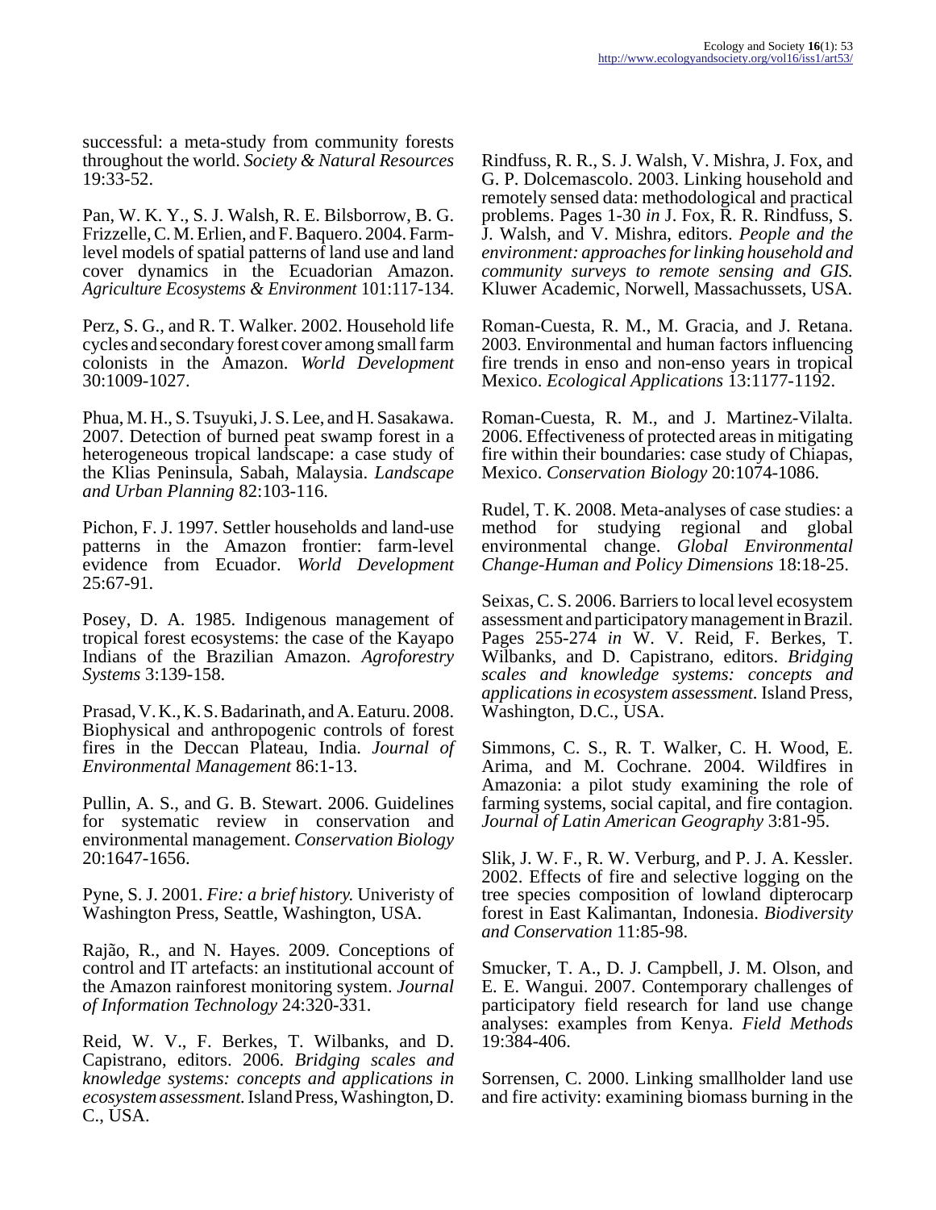successful: a meta-study from community forests throughout the world. *Society & Natural Resources* 19:33-52.

Pan, W. K. Y., S. J. Walsh, R. E. Bilsborrow, B. G. Frizzelle, C. M. Erlien, and F. Baquero. 2004. Farm-level models of spatial patterns of land use and land cover dynamics in the Ecuadorian Amazon. *Agriculture Ecosystems & Environment* 101:117-134.

Perz, S. G., and R. T. Walker. 2002. Household life cycles and secondary forest cover among small farm colonists in the Amazon. *World Development* 30:1009-1027.

Phua, M. H., S. Tsuyuki, J. S. Lee, and H. Sasakawa. 2007. Detection of burned peat swamp forest in a heterogeneous tropical landscape: a case study of the Klias Peninsula, Sabah, Malaysia. *Landscape and Urban Planning* 82:103-116.

Pichon, F. J. 1997. Settler households and land-use patterns in the Amazon frontier: farm-level evidence from Ecuador. *World Development* 25:67-91.

Posey, D. A. 1985. Indigenous management of tropical forest ecosystems: the case of the Kayapo Indians of the Brazilian Amazon. *Agroforestry Systems* 3:139-158.

Prasad, V. K., K. S. Badarinath, and A. Eaturu. 2008. Biophysical and anthropogenic controls of forest fires in the Deccan Plateau, India. *Journal of Environmental Management* 86:1-13.

Pullin, A. S., and G. B. Stewart. 2006. Guidelines for systematic review in conservation and environmental management. *Conservation Biology* 20:1647-1656.

Pyne, S. J. 2001. *Fire: a brief history.* Univeristy of Washington Press, Seattle, Washington, USA.

Rajão, R., and N. Hayes. 2009. Conceptions of control and IT artefacts: an institutional account of the Amazon rainforest monitoring system. *Journal of Information Technology* 24:320-331.

Reid, W. V., F. Berkes, T. Wilbanks, and D. Capistrano, editors. 2006. *Bridging scales and knowledge systems: concepts and applications in ecosystem assessment.* Island Press, Washington, D. C., USA.

Rindfuss, R. R., S. J. Walsh, V. Mishra, J. Fox, and G. P. Dolcemascolo. 2003. Linking household and remotely sensed data: methodological and practical problems. Pages 1-30 *in* J. Fox, R. R. Rindfuss, S. J. Walsh, and V. Mishra, editors. *People and the environment: approaches for linking household and community surveys to remote sensing and GIS.* Kluwer Academic, Norwell, Massachussets, USA.

Roman-Cuesta, R. M., M. Gracia, and J. Retana. 2003. Environmental and human factors influencing fire trends in enso and non-enso years in tropical Mexico. *Ecological Applications* 13:1177-1192.

Roman-Cuesta, R. M., and J. Martinez-Vilalta. 2006. Effectiveness of protected areas in mitigating fire within their boundaries: case study of Chiapas, Mexico. *Conservation Biology* 20:1074-1086.

Rudel, T. K. 2008. Meta-analyses of case studies: a method for studying regional and global environmental change. *Global Environmental Change-Human and Policy Dimensions* 18:18-25.

Seixas, C. S. 2006. Barriers to local level ecosystem assessment and participatory management in Brazil. Pages 255-274 *in* W. V. Reid, F. Berkes, T. Wilbanks, and D. Capistrano, editors. *Bridging scales and knowledge systems: concepts and applications in ecosystem assessment.* Island Press, Washington, D.C., USA.

Simmons, C. S., R. T. Walker, C. H. Wood, E. Arima, and M. Cochrane. 2004. Wildfires in Amazonia: a pilot study examining the role of farming systems, social capital, and fire contagion. *Journal of Latin American Geography* 3:81-95.

Slik, J. W. F., R. W. Verburg, and P. J. A. Kessler. 2002. Effects of fire and selective logging on the tree species composition of lowland dipterocarp forest in East Kalimantan, Indonesia. *Biodiversity and Conservation* 11:85-98.

Smucker, T. A., D. J. Campbell, J. M. Olson, and E. E. Wangui. 2007. Contemporary challenges of participatory field research for land use change analyses: examples from Kenya. *Field Methods* 19:384-406.

Sorrensen, C. 2000. Linking smallholder land use and fire activity: examining biomass burning in the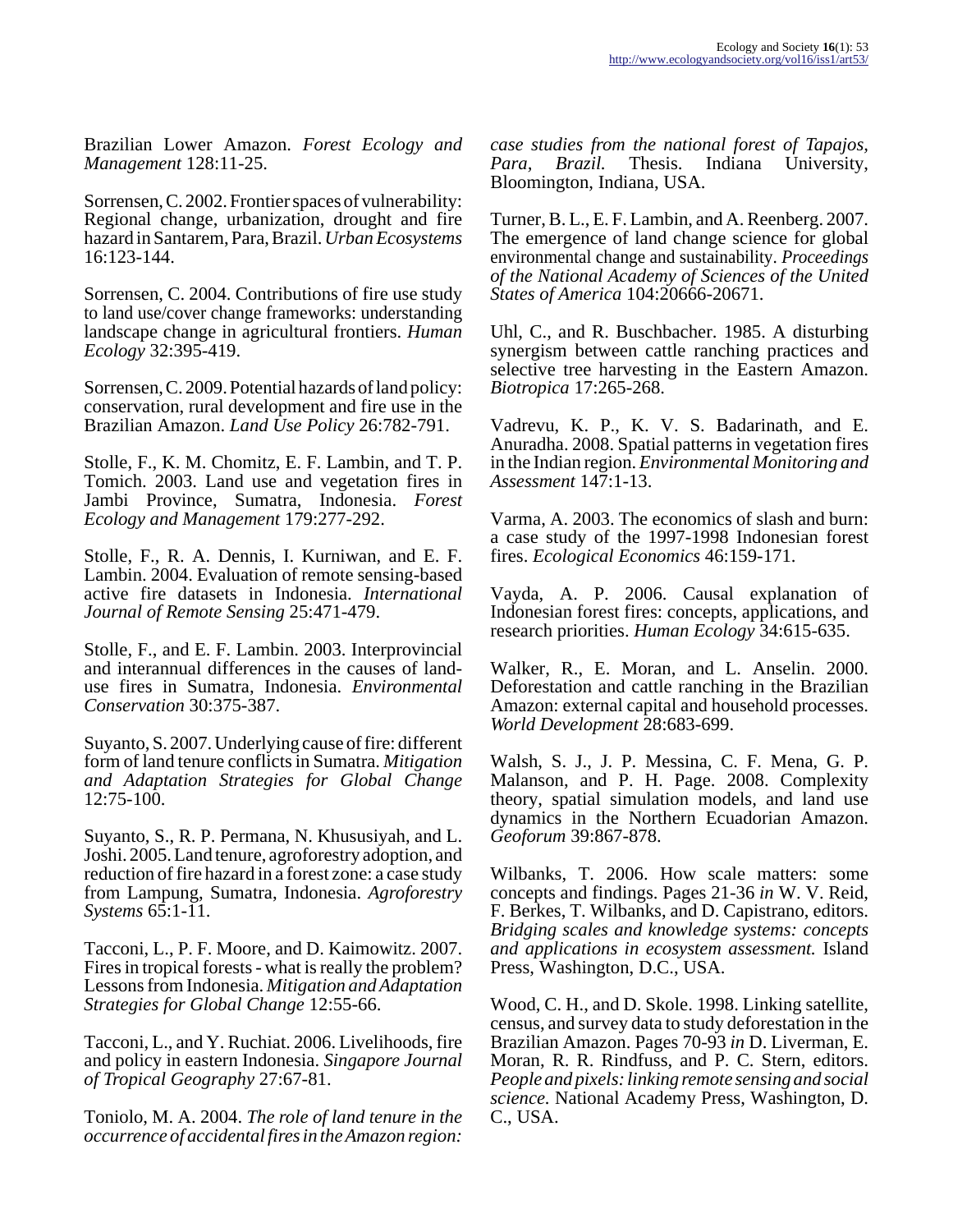Brazilian Lower Amazon. *Forest Ecology and Management* 128:11-25.

Sorrensen, C. 2002. Frontier spaces of vulnerability: Regional change, urbanization, drought and fire hazard in Santarem, Para, Brazil. *Urban Ecosystems* 16:123-144.

Sorrensen, C. 2004. Contributions of fire use study to land use/cover change frameworks: understanding landscape change in agricultural frontiers. *Human Ecology* 32:395-419.

Sorrensen, C. 2009. Potential hazards of land policy: conservation, rural development and fire use in the Brazilian Amazon. *Land Use Policy* 26:782-791.

Stolle, F., K. M. Chomitz, E. F. Lambin, and T. P. Tomich. 2003. Land use and vegetation fires in Jambi Province, Sumatra, Indonesia. *Forest Ecology and Management* 179:277-292.

Stolle, F., R. A. Dennis, I. Kurniwan, and E. F. Lambin. 2004. Evaluation of remote sensing-based active fire datasets in Indonesia. *International Journal of Remote Sensing* 25:471-479.

Stolle, F., and E. F. Lambin. 2003. Interprovincial and interannual differences in the causes of land-use fires in Sumatra, Indonesia. *Environmental Conservation* 30:375-387.

Suyanto, S. 2007. Underlying cause of fire: different form of land tenure conflicts in Sumatra. *Mitigation and Adaptation Strategies for Global Change* 12:75-100.

Suyanto, S., R. P. Permana, N. Khususiyah, and L. Joshi. 2005. Land tenure, agroforestry adoption, and reduction of fire hazard in a forest zone: a case study from Lampung, Sumatra, Indonesia. *Agroforestry Systems* 65:1-11.

Tacconi, L., P. F. Moore, and D. Kaimowitz. 2007. Fires in tropical forests - what is really the problem? Lessons from Indonesia. *Mitigation and Adaptation Strategies for Global Change* 12:55-66.

Tacconi, L., and Y. Ruchiat. 2006. Livelihoods, fire and policy in eastern Indonesia. *Singapore Journal of Tropical Geography* 27:67-81.

Toniolo, M. A. 2004. *The role of land tenure in the occurrence of accidental fires in the Amazon region: case studies from the national forest of Tapajos, Para, Brazil.* Thesis. Indiana University, Bloomington, Indiana, USA.

Turner, B. L., E. F. Lambin, and A. Reenberg. 2007. The emergence of land change science for global environmental change and sustainability. *Proceedings of the National Academy of Sciences of the United States of America* 104:20666-20671.

Uhl, C., and R. Buschbacher. 1985. A disturbing synergism between cattle ranching practices and selective tree harvesting in the Eastern Amazon. *Biotropica* 17:265-268.

Vadrevu, K. P., K. V. S. Badarinath, and E. Anuradha. 2008. Spatial patterns in vegetation fires in the Indian region. *Environmental Monitoring and Assessment* 147:1-13.

Varma, A. 2003. The economics of slash and burn: a case study of the 1997-1998 Indonesian forest fires. *Ecological Economics* 46:159-171.

Vayda, A. P. 2006. Causal explanation of Indonesian forest fires: concepts, applications, and research priorities. *Human Ecology* 34:615-635.

Walker, R., E. Moran, and L. Anselin. 2000. Deforestation and cattle ranching in the Brazilian Amazon: external capital and household processes. *World Development* 28:683-699.

Walsh, S. J., J. P. Messina, C. F. Mena, G. P. Malanson, and P. H. Page. 2008. Complexity theory, spatial simulation models, and land use dynamics in the Northern Ecuadorian Amazon. *Geoforum* 39:867-878.

Wilbanks, T. 2006. How scale matters: some concepts and findings. Pages 21-36 *in* W. V. Reid, F. Berkes, T. Wilbanks, and D. Capistrano, editors. *Bridging scales and knowledge systems: concepts and applications in ecosystem assessment.* Island Press, Washington, D.C., USA.

Wood, C. H., and D. Skole. 1998. Linking satellite, census, and survey data to study deforestation in the Brazilian Amazon. Pages 70-93 *in* D. Liverman, E. Moran, R. R. Rindfuss, and P. C. Stern, editors. *People and pixels: linking remote sensing and social science.* National Academy Press, Washington, D. C., USA.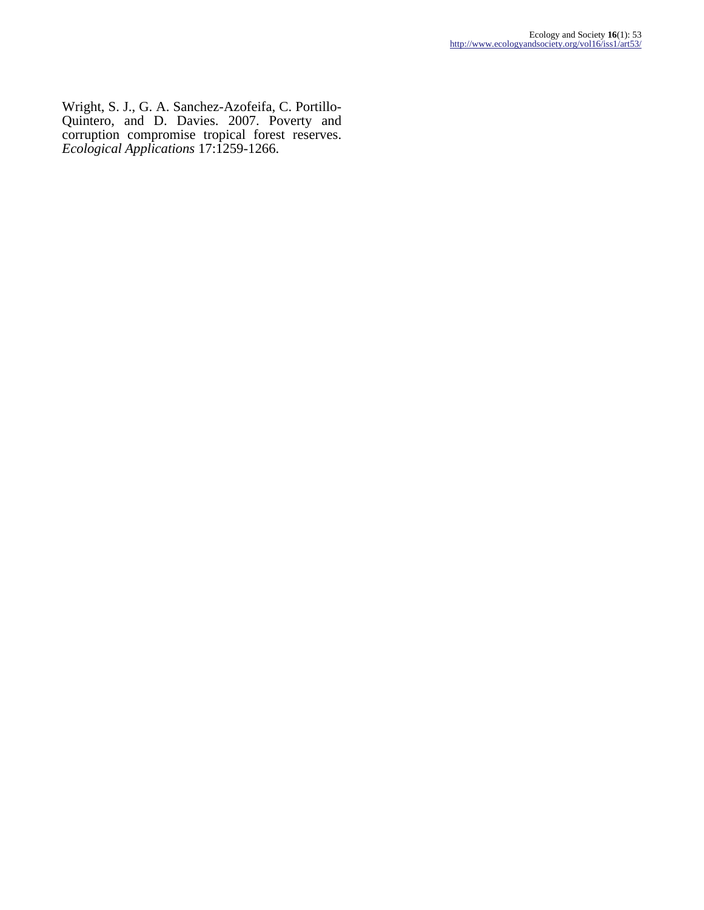Wright, S. J., G. A. Sanchez-Azofeifa, C. Portillo-Quintero, and D. Davies. 2007. Poverty and corruption compromise tropical forest reserves. *Ecological Applications* 17:1259-1266.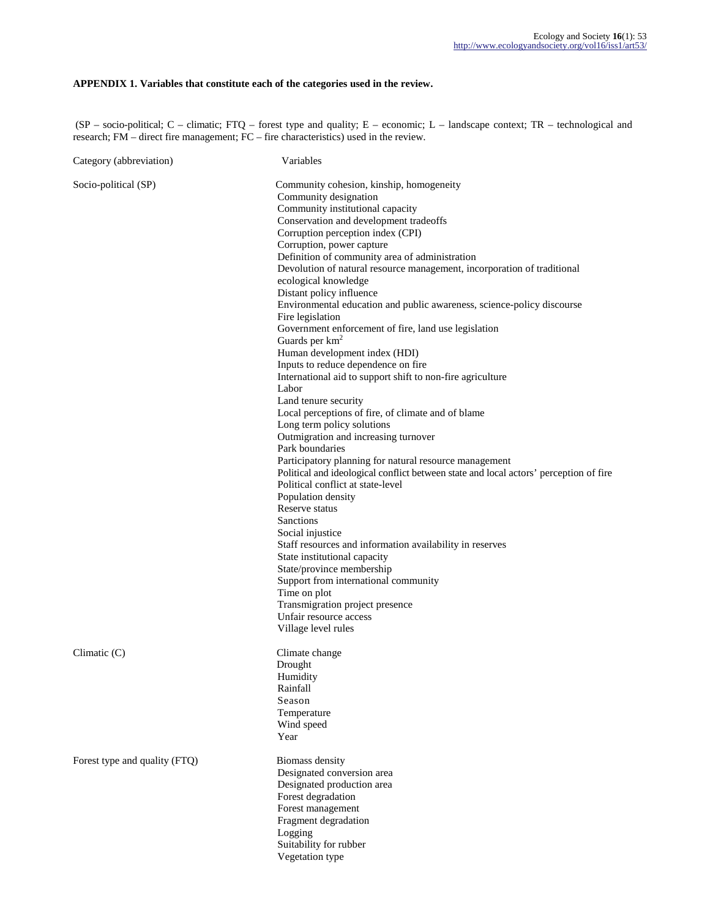**APPENDIX 1. Variables that constitute each of the categories used in the review.**

(SP – socio-political; C – climatic; FTQ – forest type and quality; E – economic; L – landscape context; TR – technological and research; FM – direct fire management; FC – fire characteristics) used in the review.

| Category (abbreviation) | Variables |
|---|---|
| Socio-political (SP) | Community cohesion, kinship, homogeneity |
| | Community designation |
| | Community institutional capacity |
| | Conservation and development tradeoffs |
| | Corruption perception index (CPI) |
| | Corruption, power capture |
| | Definition of community area of administration |
| | Devolution of natural resource management, incorporation of traditional ecological knowledge |
| | Distant policy influence |
| | Environmental education and public awareness, science-policy discourse |
| | Fire legislation |
| | Government enforcement of fire, land use legislation |
| | Guards per $km^2$ |
| | Human development index (HDI) |
| | Inputs to reduce dependence on fire |
| | International aid to support shift to non-fire agriculture |
| | Labor |
| | Land tenure security |
| | Local perceptions of fire, of climate and of blame |
| | Long term policy solutions |
| | Outmigration and increasing turnover |
| | Park boundaries |
| | Participatory planning for natural resource management |
| | Political and ideological conflict between state and local actors' perception of fire |
| | Political conflict at state-level |
| | Population density |
| | Reserve status |
| | Sanctions |
| | Social injustice |
| | Staff resources and information availability in reserves |
| | State institutional capacity |
| | State/province membership |
| | Support from international community |
| | Time on plot |
| | Transmigration project presence |
| | Unfair resource access |
| | Village level rules |
| Climatic (C) | Climate change |
| | Drought |
| | Humidity |
| | Rainfall |
| | Season |
| | Temperature |
| | Wind speed |
| | Year |
| Forest type and quality (FTQ) | Biomass density |
| | Designated conversion area |
| | Designated production area |
| | Forest degradation |
| | Forest management |
| | Fragment degradation |
| | Logging |
| | Suitability for rubber |
| | Vegetation type |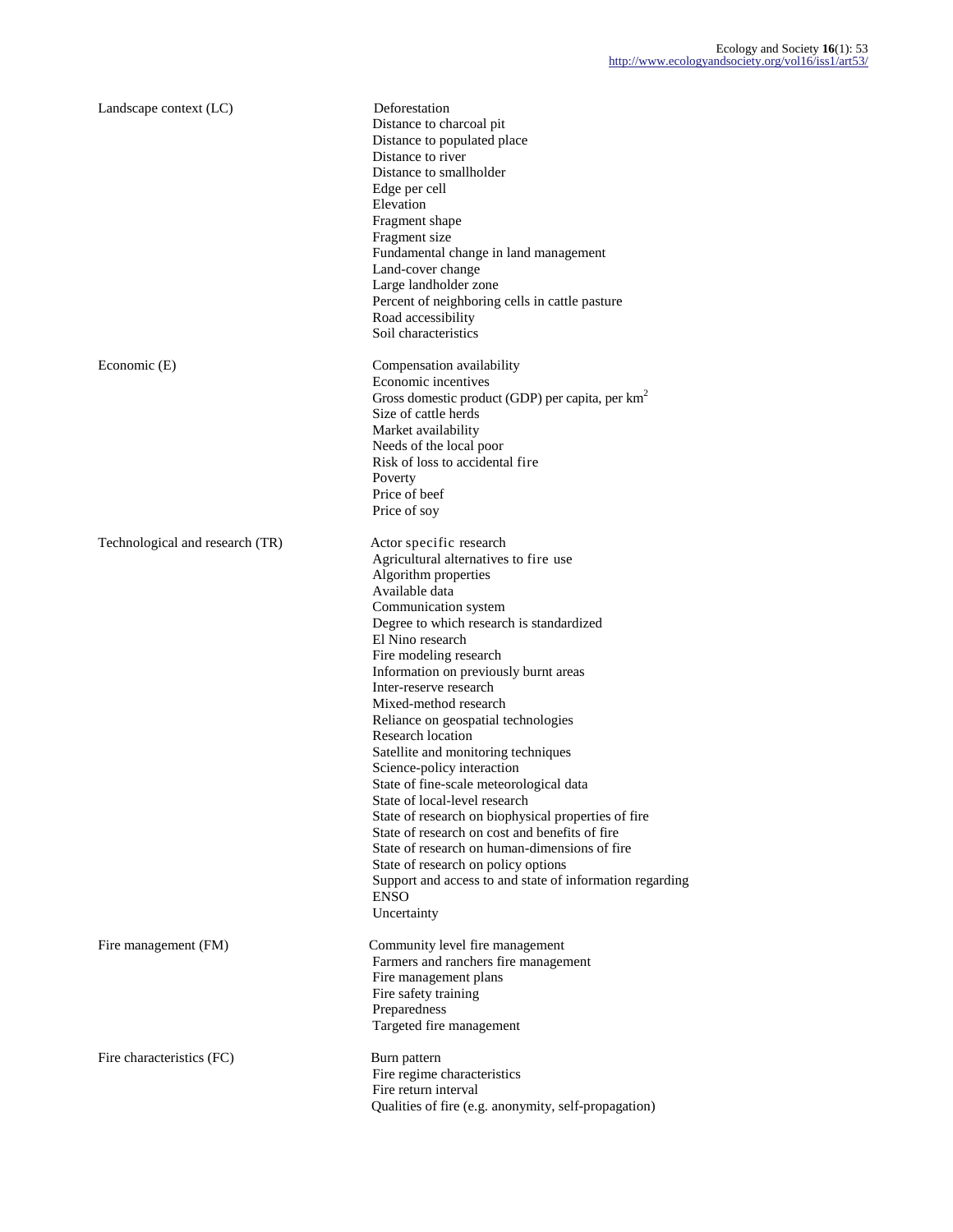| | |
|---|---|
| Landscape context (LC) | Deforestation<br>Distance to charcoal pit<br>Distance to populated place<br>Distance to river<br>Distance to smallholder<br>Edge per cell<br>Elevation<br>Fragment shape<br>Fragment size<br>Fundamental change in land management<br>Land-cover change<br>Large landholder zone<br>Percent of neighboring cells in cattle pasture<br>Road accessibility<br>Soil characteristics |
| Economic (E) | Compensation availability<br>Economic incentives<br>Gross domestic product (GDP) per capita, per $km^2$<br>Size of cattle herds<br>Market availability<br>Needs of the local poor<br>Risk of loss to accidental fire<br>Poverty<br>Price of beef<br>Price of soy |
| Technological and research (TR) | Actor specific research<br>Agricultural alternatives to fire use<br>Algorithm properties<br>Available data<br>Communication system<br>Degree to which research is standardized<br>El Nino research<br>Fire modeling research<br>Information on previously burnt areas<br>Inter-reserve research<br>Mixed-method research<br>Reliance on geospatial technologies<br>Research location<br>Satellite and monitoring techniques<br>Science-policy interaction<br>State of fine-scale meteorological data<br>State of local-level research<br>State of research on biophysical properties of fire<br>State of research on cost and benefits of fire<br>State of research on human-dimensions of fire<br>State of research on policy options<br>Support and access to and state of information regarding ENSO<br>Uncertainty |
| Fire management (FM) | Community level fire management<br>Farmers and ranchers fire management<br>Fire management plans<br>Fire safety training<br>Preparedness<br>Targeted fire management |
| Fire characteristics (FC) | Burn pattern<br>Fire regime characteristics<br>Fire return interval<br>Qualities of fire (e.g. anonymity, self-propagation) |